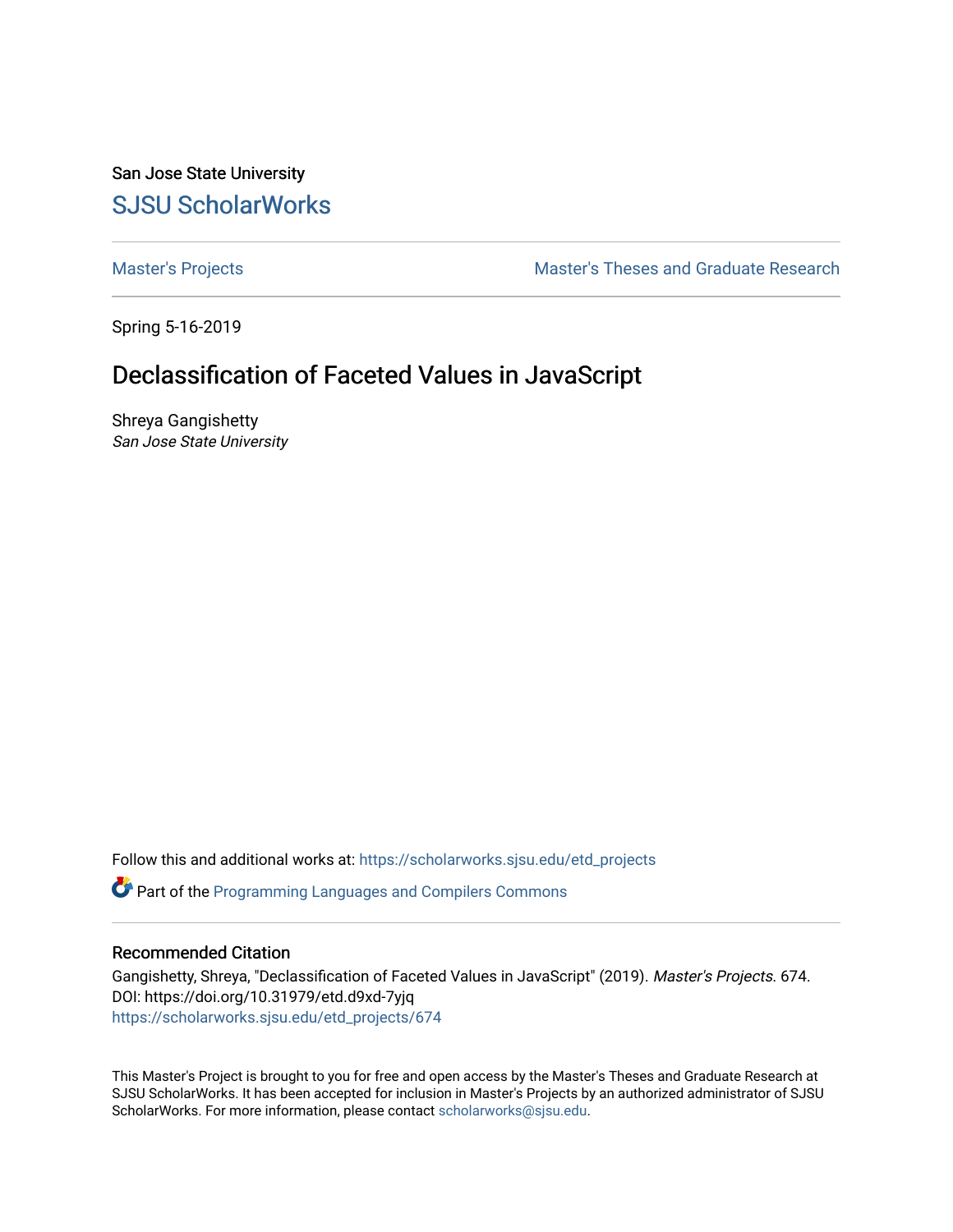San Jose State University

# SJSU ScholarWorks

Master's Projects

Master's Theses and Graduate Research

Spring 5-16-2019

## Declassification of Faceted Values in JavaScript

Shreya Gangishetty
*San Jose State University*

Follow this and additional works at: https://scholarworks.sjsu.edu/etd_projects

Part of the Programming Languages and Compilers Commons

### Recommended Citation

Gangishetty, Shreya, "Declassification of Faceted Values in JavaScript" (2019). *Master's Projects*. 674.
DOI: https://doi.org/10.31979/etd.d9xd-7yjq
https://scholarworks.sjsu.edu/etd_projects/674

This Master's Project is brought to you for free and open access by the Master's Theses and Graduate Research at SJSU ScholarWorks. It has been accepted for inclusion in Master's Projects by an authorized administrator of SJSU ScholarWorks. For more information, please contact scholarworks@sjsu.edu.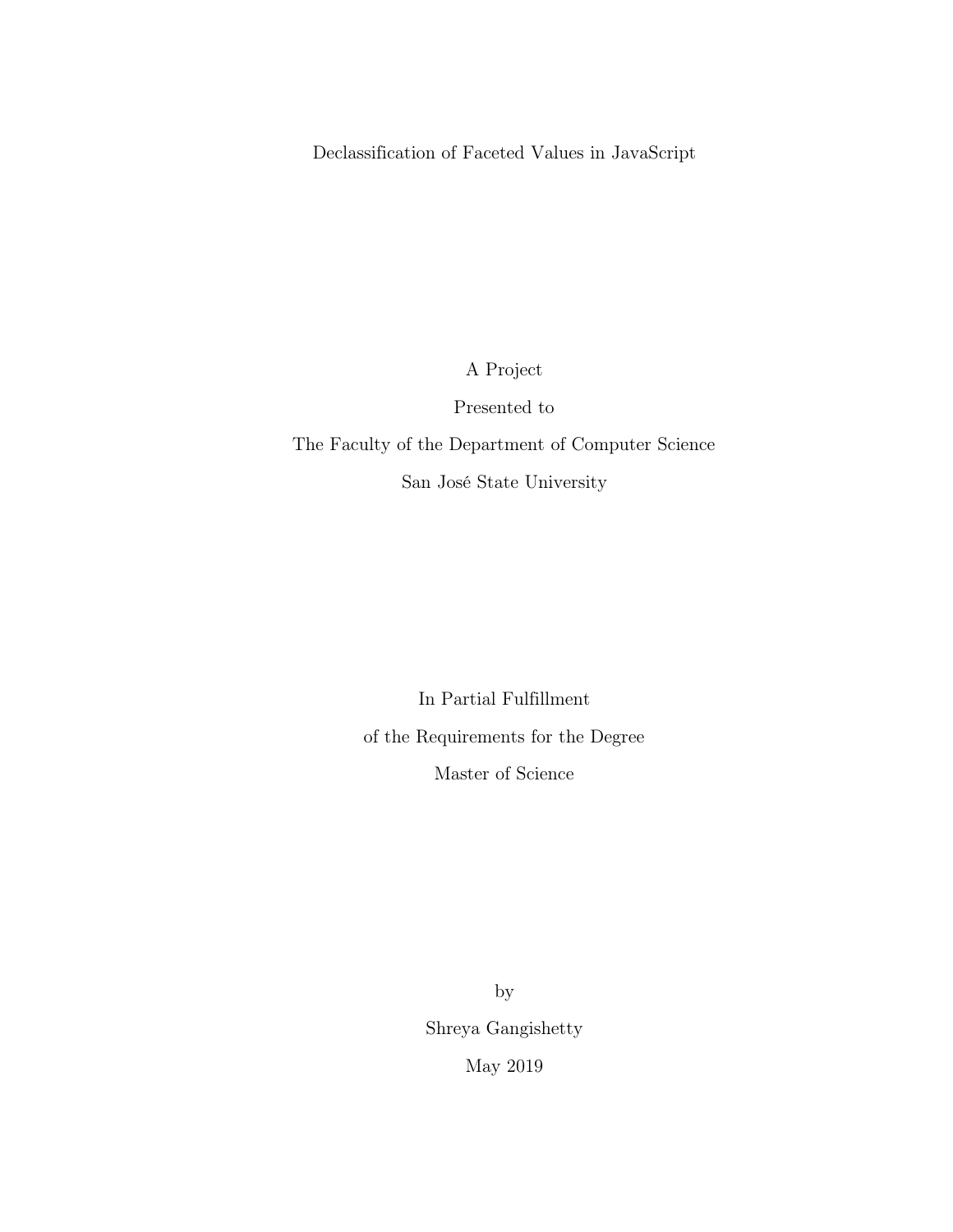Declassification of Faceted Values in JavaScript

A Project

Presented to

The Faculty of the Department of Computer Science

San José State University

In Partial Fulfillment

of the Requirements for the Degree

Master of Science

by

Shreya Gangishetty

May 2019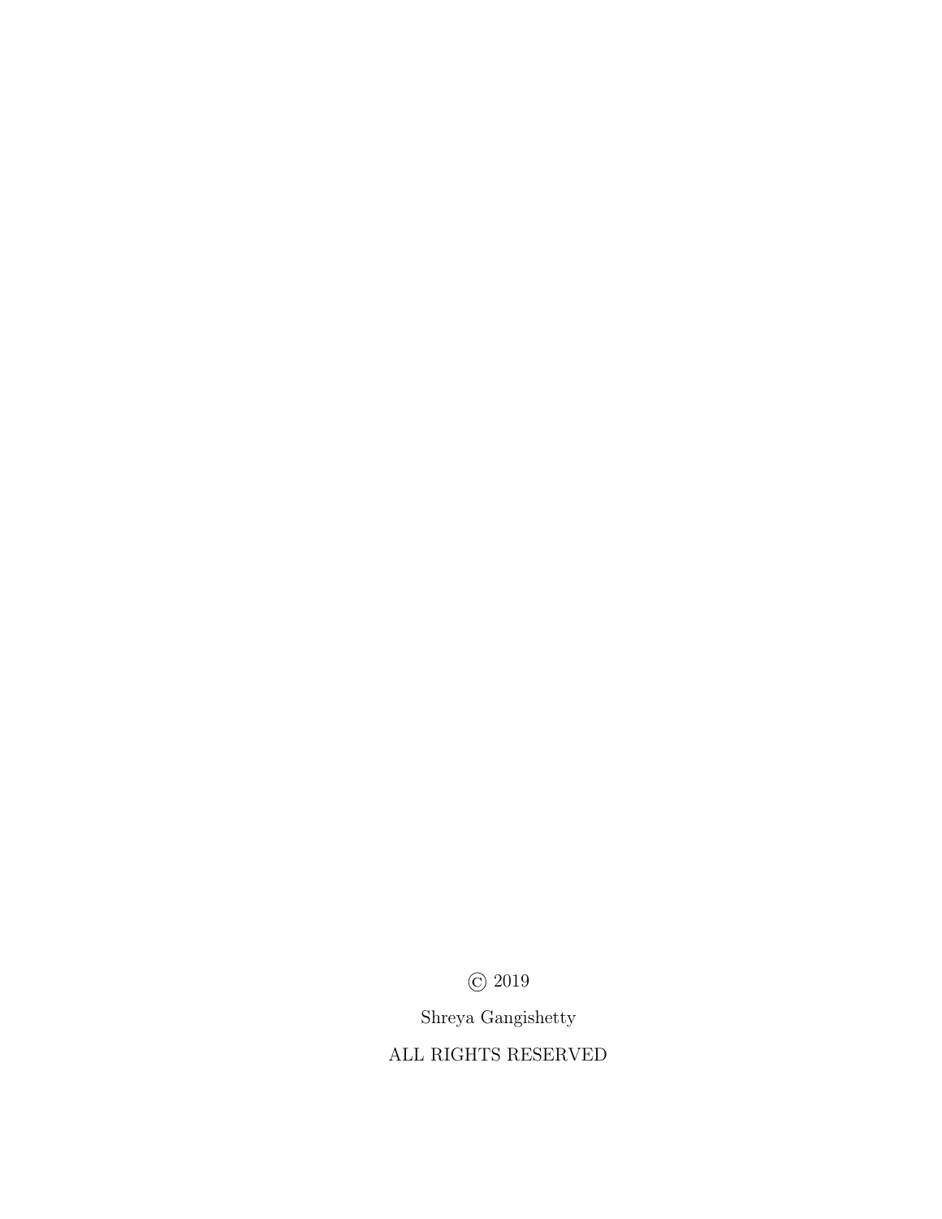© 2019

Shreya Gangishetty

ALL RIGHTS RESERVED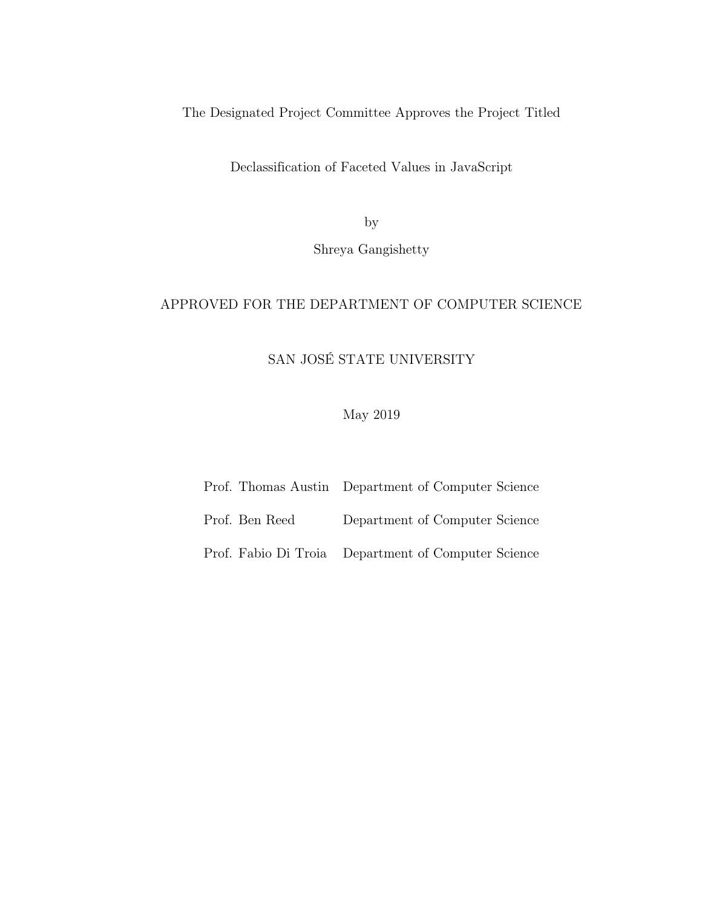The Designated Project Committee Approves the Project Titled

Declassification of Faceted Values in JavaScript

by

Shreya Gangishetty

APPROVED FOR THE DEPARTMENT OF COMPUTER SCIENCE

SAN JOSÉ STATE UNIVERSITY

May 2019

| | |
|---|---|
| Prof. Thomas Austin | Department of Computer Science |
| Prof. Ben Reed | Department of Computer Science |
| Prof. Fabio Di Troia | Department of Computer Science |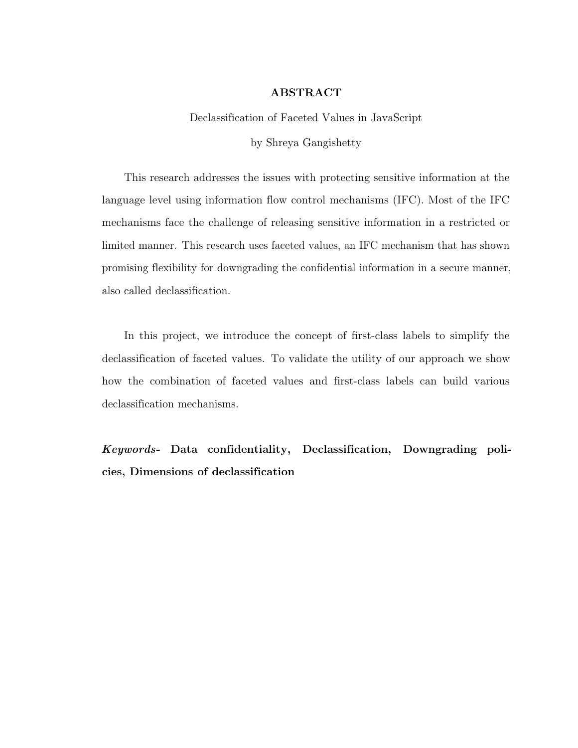# ABSTRACT

Declassification of Faceted Values in JavaScript

by Shreya Gangishetty

This research addresses the issues with protecting sensitive information at the language level using information flow control mechanisms (IFC). Most of the IFC mechanisms face the challenge of releasing sensitive information in a restricted or limited manner. This research uses faceted values, an IFC mechanism that has shown promising flexibility for downgrading the confidential information in a secure manner, also called declassification.

In this project, we introduce the concept of first-class labels to simplify the declassification of faceted values. To validate the utility of our approach we show how the combination of faceted values and first-class labels can build various declassification mechanisms.

***Keywords*- Data confidentiality, Declassification, Downgrading policies, Dimensions of declassification**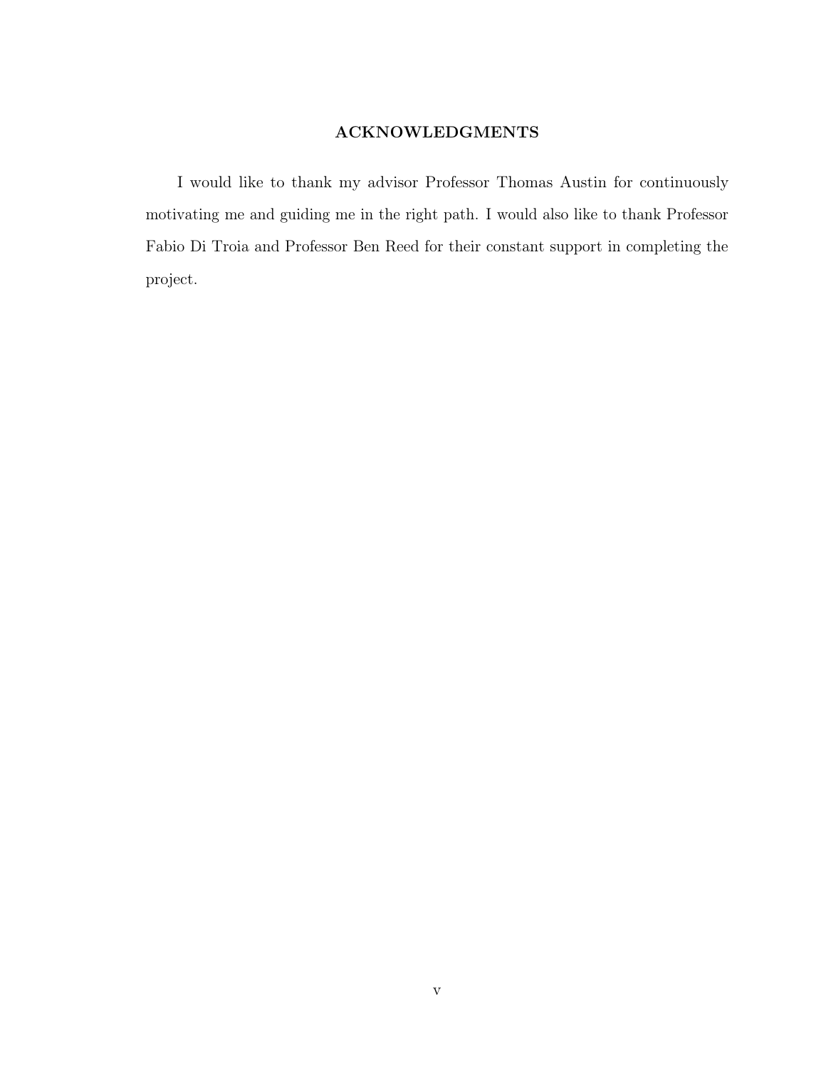## ACKNOWLEDGMENTS

I would like to thank my advisor Professor Thomas Austin for continuously motivating me and guiding me in the right path. I would also like to thank Professor Fabio Di Troia and Professor Ben Reed for their constant support in completing the project.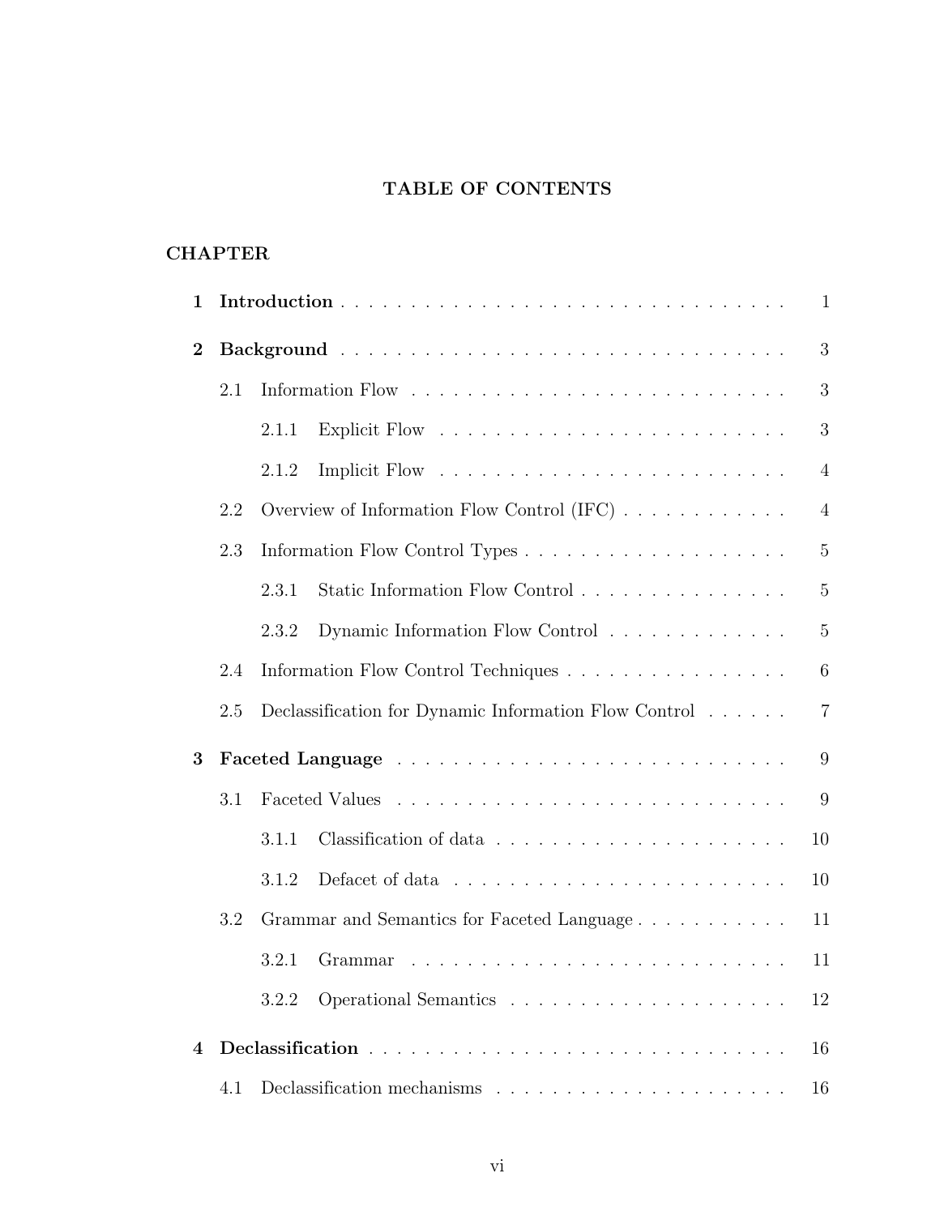# TABLE OF CONTENTS

**CHAPTER**

**1 Introduction** . . . . . . . . . . . . . . . . . . . . . . . . . . . . . . . . . . 1

**2 Background** . . . . . . . . . . . . . . . . . . . . . . . . . . . . . . . . . . 3

- 2.1 Information Flow . . . . . . . . . . . . . . . . . . . . . . . . . . . . 3
  - 2.1.1 Explicit Flow . . . . . . . . . . . . . . . . . . . . . . . . . . 3
  - 2.1.2 Implicit Flow . . . . . . . . . . . . . . . . . . . . . . . . . . 4
- 2.2 Overview of Information Flow Control (IFC) . . . . . . . . . . . . 4
- 2.3 Information Flow Control Types . . . . . . . . . . . . . . . . . . . 5
  - 2.3.1 Static Information Flow Control . . . . . . . . . . . . . . . 5
  - 2.3.2 Dynamic Information Flow Control . . . . . . . . . . . . . 5
- 2.4 Information Flow Control Techniques . . . . . . . . . . . . . . . . 6
- 2.5 Declassification for Dynamic Information Flow Control . . . . . . 7

**3 Faceted Language** . . . . . . . . . . . . . . . . . . . . . . . . . . . . . 9

- 3.1 Faceted Values . . . . . . . . . . . . . . . . . . . . . . . . . . . . . 9
  - 3.1.1 Classification of data . . . . . . . . . . . . . . . . . . . . . 10
  - 3.1.2 Defacet of data . . . . . . . . . . . . . . . . . . . . . . . . . 10
- 3.2 Grammar and Semantics for Faceted Language . . . . . . . . . . . 11
  - 3.2.1 Grammar . . . . . . . . . . . . . . . . . . . . . . . . . . . . 11
  - 3.2.2 Operational Semantics . . . . . . . . . . . . . . . . . . . . 12

**4 Declassification** . . . . . . . . . . . . . . . . . . . . . . . . . . . . . . 16

- 4.1 Declassification mechanisms . . . . . . . . . . . . . . . . . . . . . 16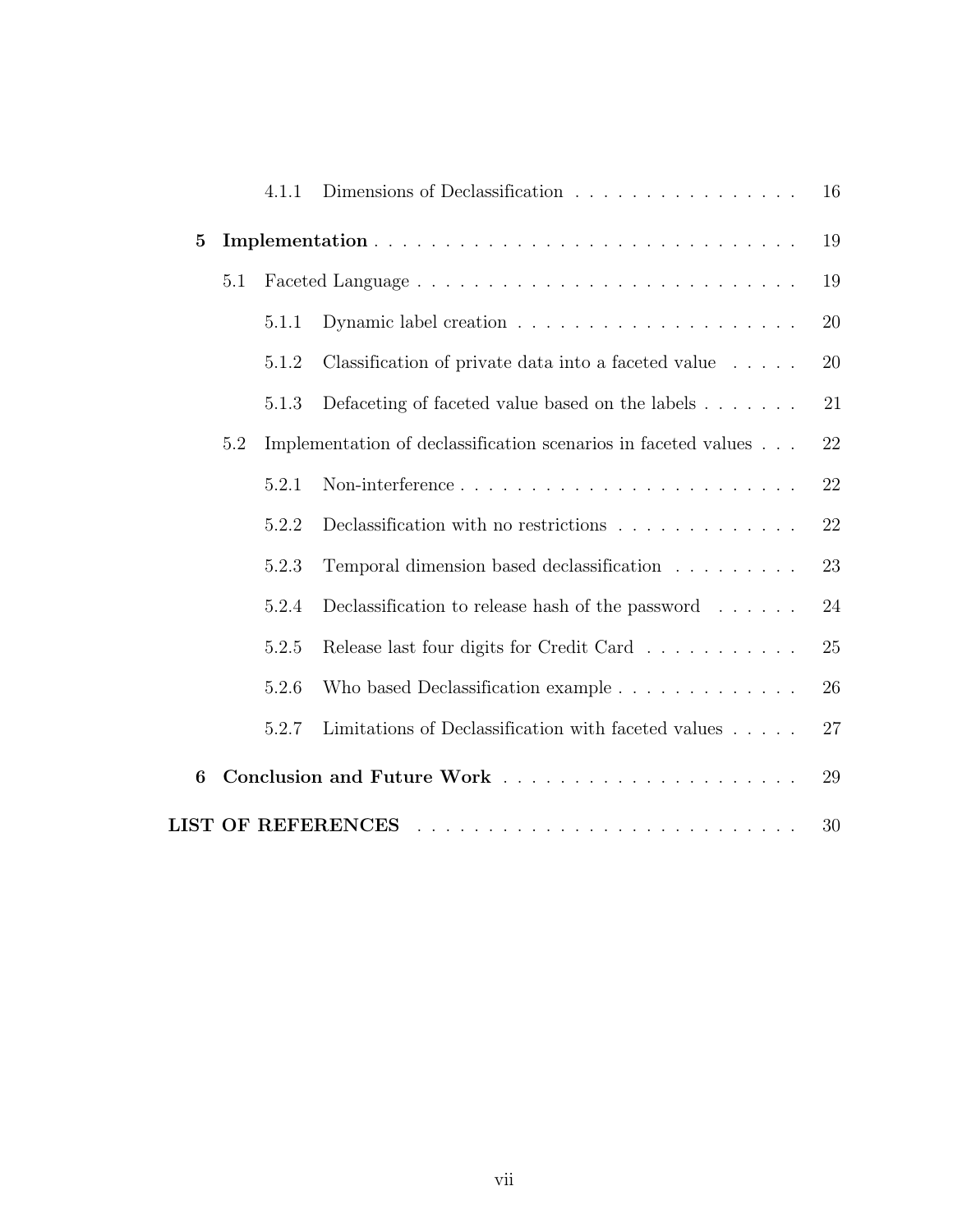| | | | |
|---|---|---|---|
| | 4.1.1 | Dimensions of Declassification | 16 |
| **5** | **Implementation** | | 19 |
| | 5.1 | Faceted Language | 19 |
| | 5.1.1 | Dynamic label creation | 20 |
| | 5.1.2 | Classification of private data into a faceted value | 20 |
| | 5.1.3 | Defaceting of faceted value based on the labels | 21 |
| | 5.2 | Implementation of declassification scenarios in faceted values | 22 |
| | 5.2.1 | Non-interference | 22 |
| | 5.2.2 | Declassification with no restrictions | 22 |
| | 5.2.3 | Temporal dimension based declassification | 23 |
| | 5.2.4 | Declassification to release hash of the password | 24 |
| | 5.2.5 | Release last four digits for Credit Card | 25 |
| | 5.2.6 | Who based Declassification example | 26 |
| | 5.2.7 | Limitations of Declassification with faceted values | 27 |
| **6** | **Conclusion and Future Work** | | 29 |
| **LIST OF REFERENCES** | | | 30 |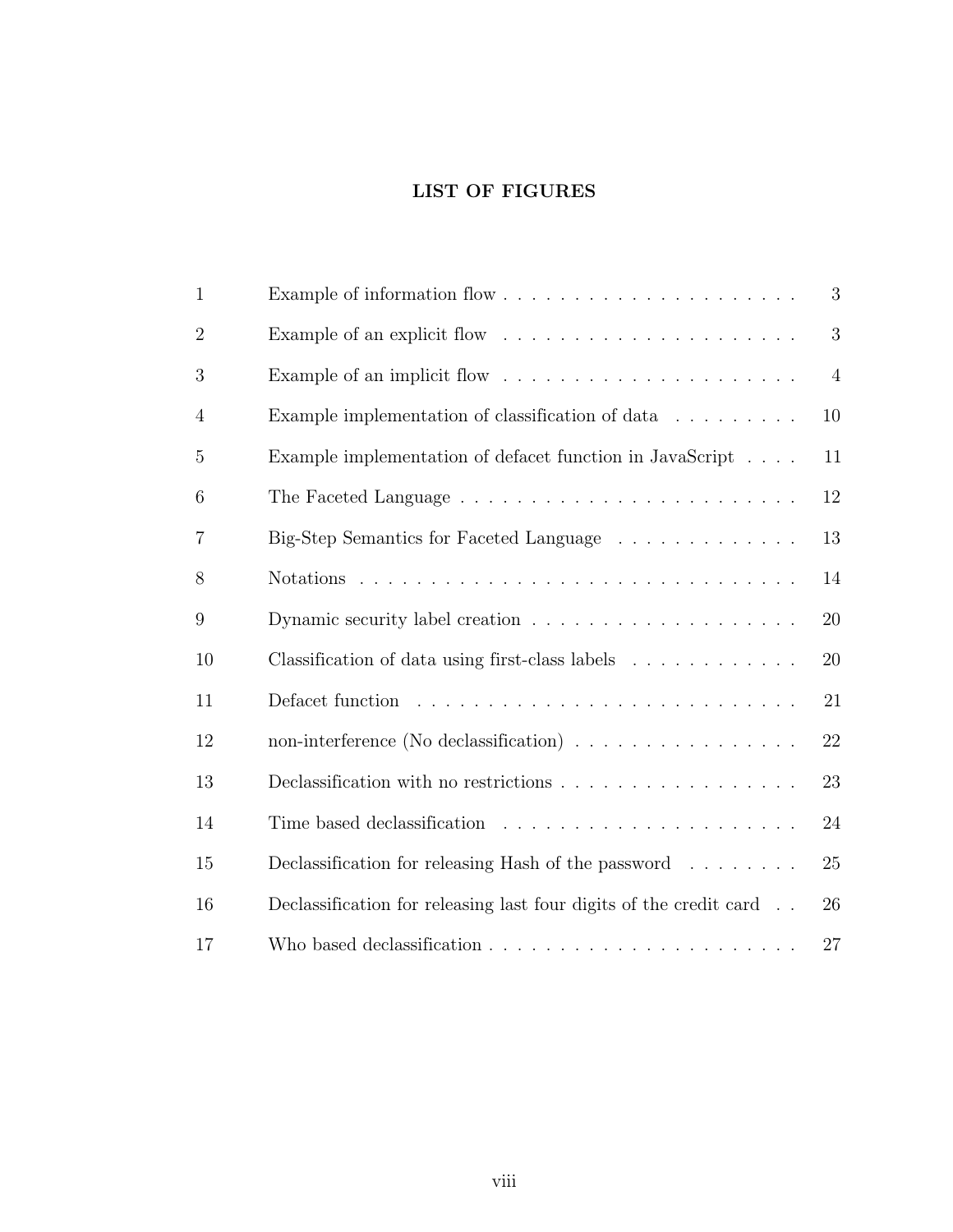## LIST OF FIGURES

| | | |
|---|---|---|
| 1 | Example of information flow | 3 |
| 2 | Example of an explicit flow | 3 |
| 3 | Example of an implicit flow | 4 |
| 4 | Example implementation of classification of data | 10 |
| 5 | Example implementation of defacet function in JavaScript | 11 |
| 6 | The Faceted Language | 12 |
| 7 | Big-Step Semantics for Faceted Language | 13 |
| 8 | Notations | 14 |
| 9 | Dynamic security label creation | 20 |
| 10 | Classification of data using first-class labels | 20 |
| 11 | Defacet function | 21 |
| 12 | non-interference (No declassification) | 22 |
| 13 | Declassification with no restrictions | 23 |
| 14 | Time based declassification | 24 |
| 15 | Declassification for releasing Hash of the password | 25 |
| 16 | Declassification for releasing last four digits of the credit card | 26 |
| 17 | Who based declassification | 27 |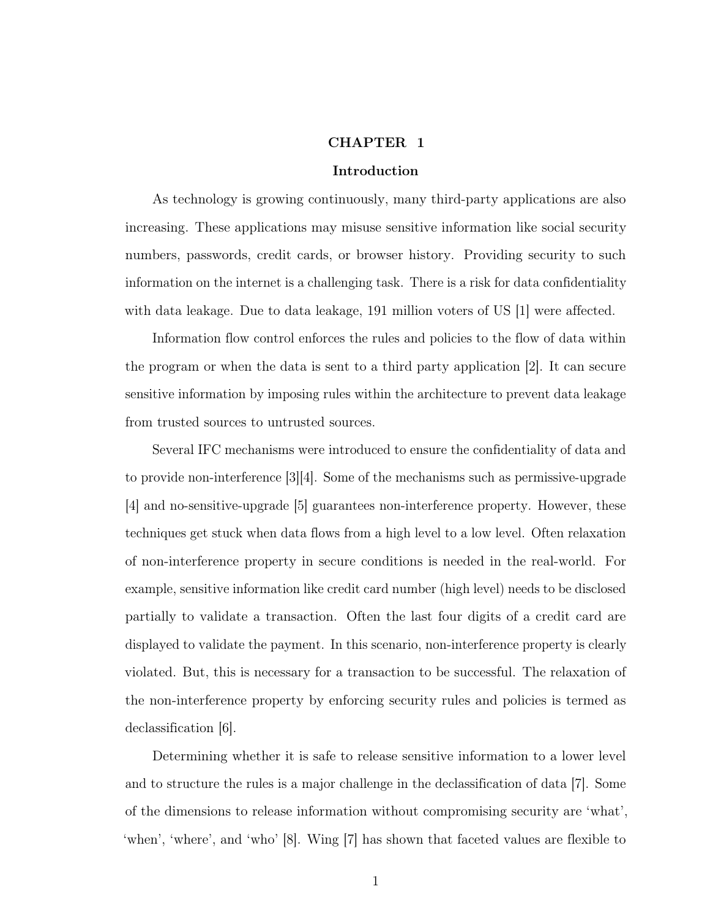# CHAPTER 1

## Introduction

As technology is growing continuously, many third-party applications are also increasing. These applications may misuse sensitive information like social security numbers, passwords, credit cards, or browser history. Providing security to such information on the internet is a challenging task. There is a risk for data confidentiality with data leakage. Due to data leakage, 191 million voters of US [1] were affected.

Information flow control enforces the rules and policies to the flow of data within the program or when the data is sent to a third party application [2]. It can secure sensitive information by imposing rules within the architecture to prevent data leakage from trusted sources to untrusted sources.

Several IFC mechanisms were introduced to ensure the confidentiality of data and to provide non-interference [3][4]. Some of the mechanisms such as permissive-upgrade [4] and no-sensitive-upgrade [5] guarantees non-interference property. However, these techniques get stuck when data flows from a high level to a low level. Often relaxation of non-interference property in secure conditions is needed in the real-world. For example, sensitive information like credit card number (high level) needs to be disclosed partially to validate a transaction. Often the last four digits of a credit card are displayed to validate the payment. In this scenario, non-interference property is clearly violated. But, this is necessary for a transaction to be successful. The relaxation of the non-interference property by enforcing security rules and policies is termed as declassification [6].

Determining whether it is safe to release sensitive information to a lower level and to structure the rules is a major challenge in the declassification of data [7]. Some of the dimensions to release information without compromising security are 'what', 'when', 'where', and 'who' [8]. Wing [7] has shown that faceted values are flexible to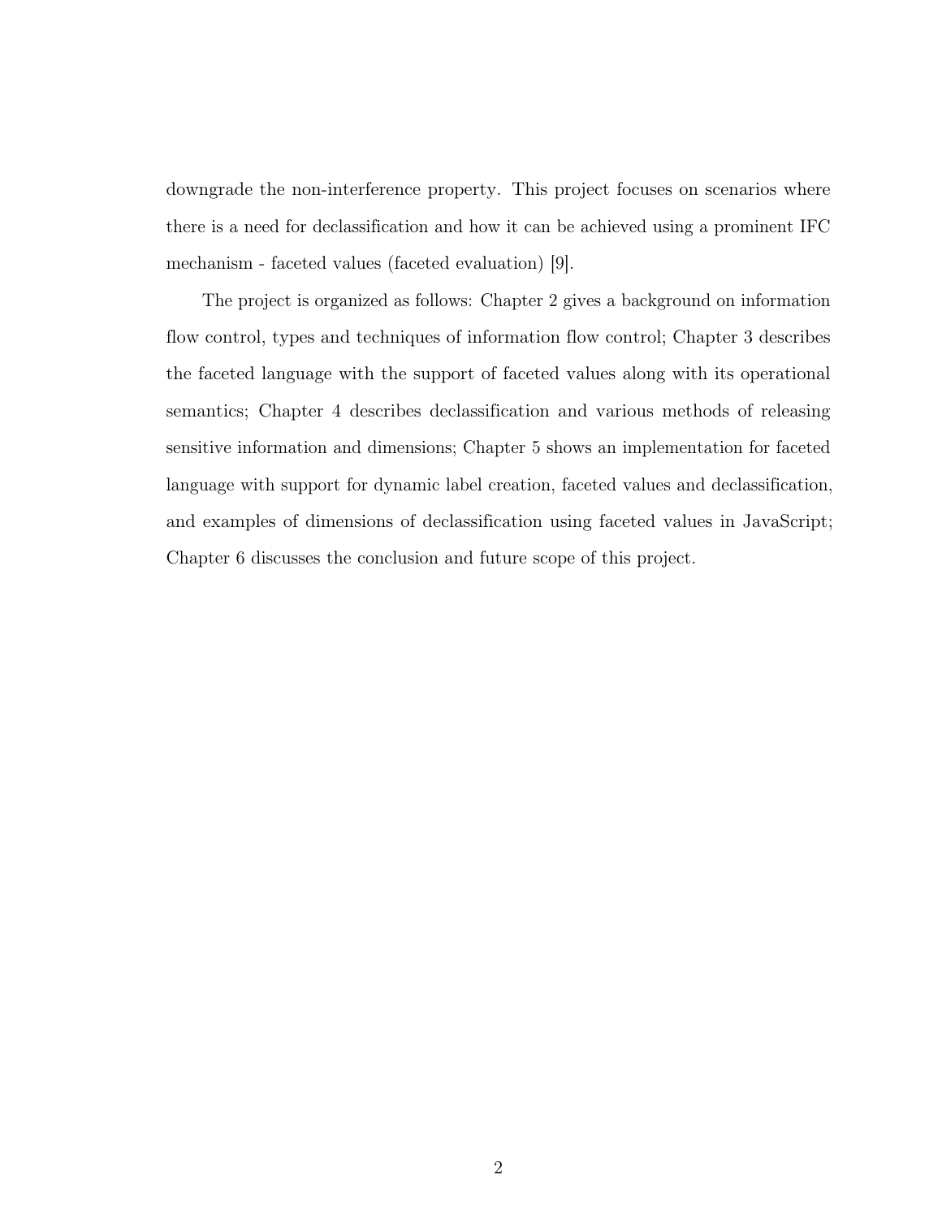downgrade the non-interference property. This project focuses on scenarios where there is a need for declassification and how it can be achieved using a prominent IFC mechanism - faceted values (faceted evaluation) [9].

The project is organized as follows: Chapter 2 gives a background on information flow control, types and techniques of information flow control; Chapter 3 describes the faceted language with the support of faceted values along with its operational semantics; Chapter 4 describes declassification and various methods of releasing sensitive information and dimensions; Chapter 5 shows an implementation for faceted language with support for dynamic label creation, faceted values and declassification, and examples of dimensions of declassification using faceted values in JavaScript; Chapter 6 discusses the conclusion and future scope of this project.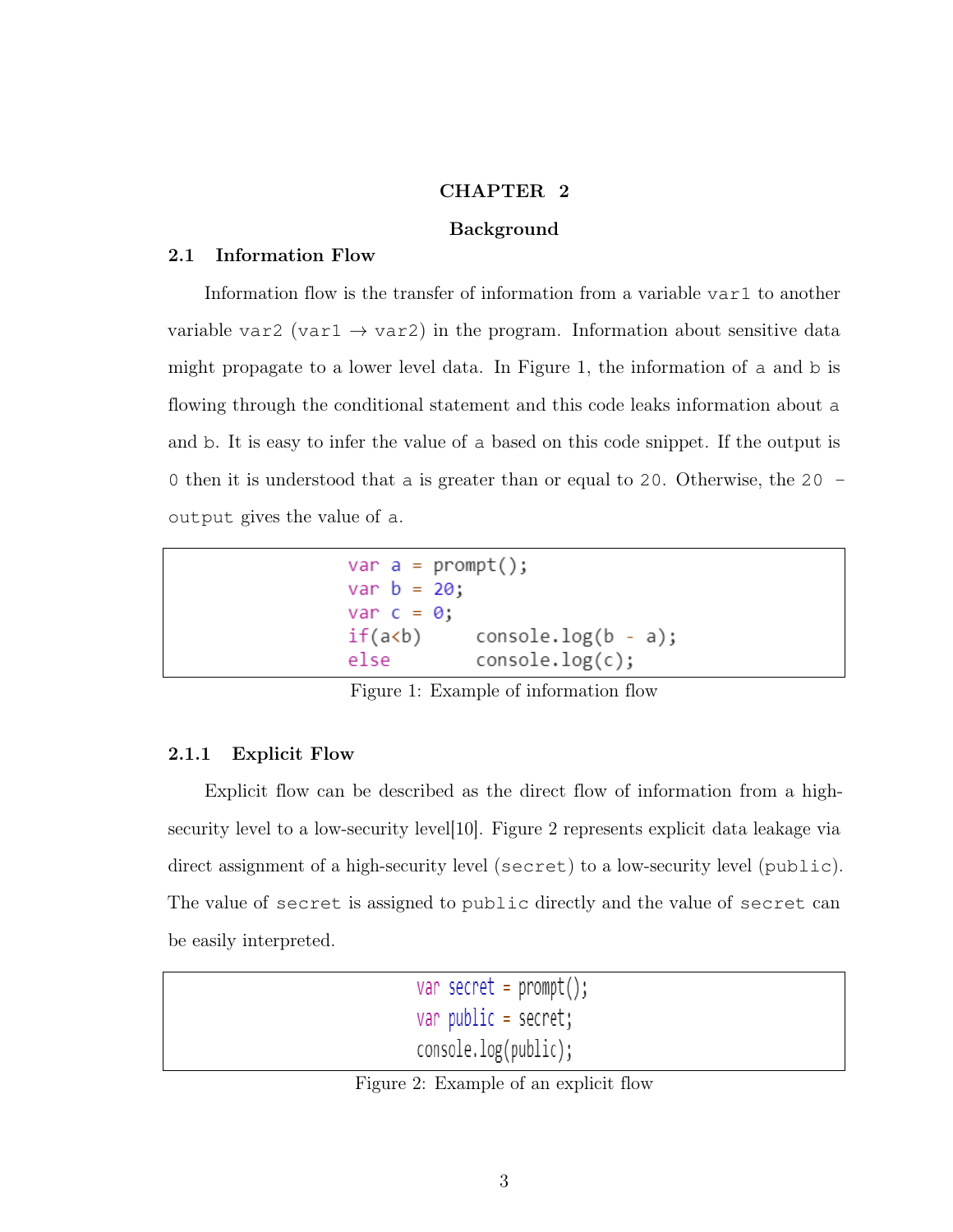# CHAPTER 2

## Background

### 2.1 Information Flow

Information flow is the transfer of information from a variable `var1` to another variable `var2` (`var1` → `var2`) in the program. Information about sensitive data might propagate to a lower level data. In Figure 1, the information of `a` and `b` is flowing through the conditional statement and this code leaks information about `a` and `b`. It is easy to infer the value of `a` based on this code snippet. If the output is `0` then it is understood that `a` is greater than or equal to `20`. Otherwise, the `20 - output` gives the value of `a`.

```
var a = prompt();
var b = 20;
var c = 0;
if(a<b)      console.log(b - a);
else         console.log(c);
```

Figure 1: Example of information flow

#### 2.1.1 Explicit Flow

Explicit flow can be described as the direct flow of information from a high-security level to a low-security level[10]. Figure 2 represents explicit data leakage via direct assignment of a high-security level (`secret`) to a low-security level (`public`). The value of `secret` is assigned to `public` directly and the value of `secret` can be easily interpreted.

```
var secret = prompt();
var public = secret;
console.log(public);
```

Figure 2: Example of an explicit flow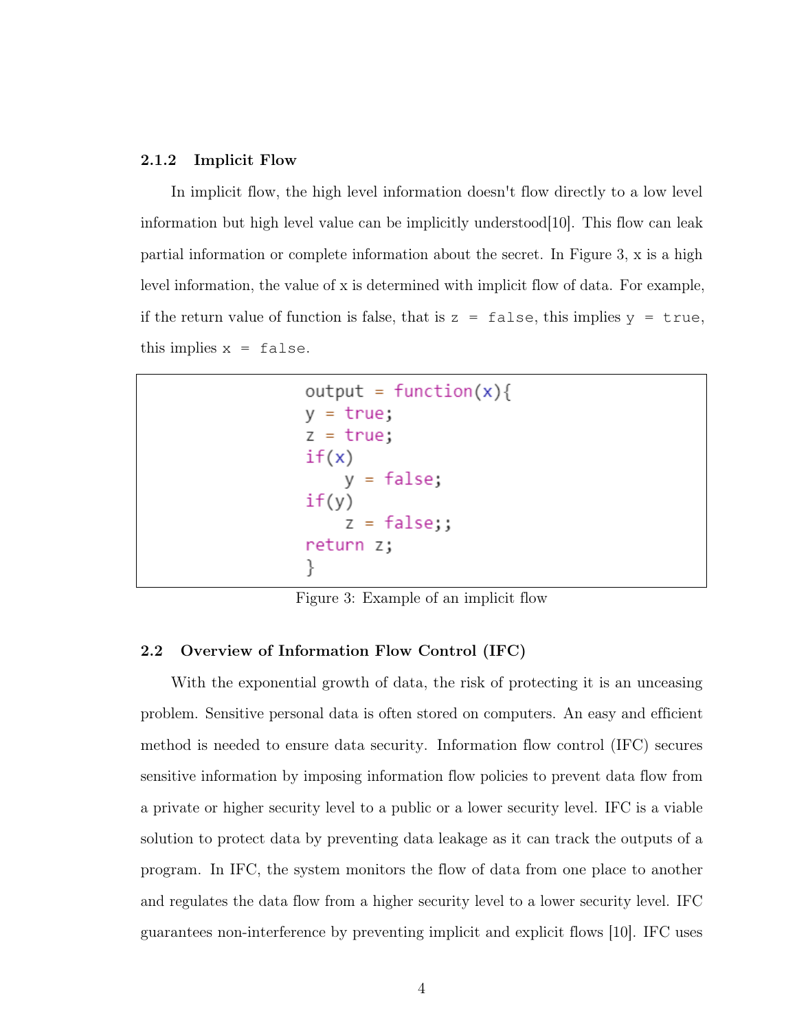### 2.1.2 Implicit Flow

In implicit flow, the high level information doesn't flow directly to a low level information but high level value can be implicitly understood[10]. This flow can leak partial information or complete information about the secret. In Figure 3, x is a high level information, the value of x is determined with implicit flow of data. For example, if the return value of function is false, that is `z = false`, this implies `y = true`, this implies `x = false`.

```
output = function(x){
y = true;
z = true;
if(x)
    y = false;
if(y)
    z = false;;
return z;
}
```

Figure 3: Example of an implicit flow

## 2.2 Overview of Information Flow Control (IFC)

With the exponential growth of data, the risk of protecting it is an unceasing problem. Sensitive personal data is often stored on computers. An easy and efficient method is needed to ensure data security. Information flow control (IFC) secures sensitive information by imposing information flow policies to prevent data flow from a private or higher security level to a public or a lower security level. IFC is a viable solution to protect data by preventing data leakage as it can track the outputs of a program. In IFC, the system monitors the flow of data from one place to another and regulates the data flow from a higher security level to a lower security level. IFC guarantees non-interference by preventing implicit and explicit flows [10]. IFC uses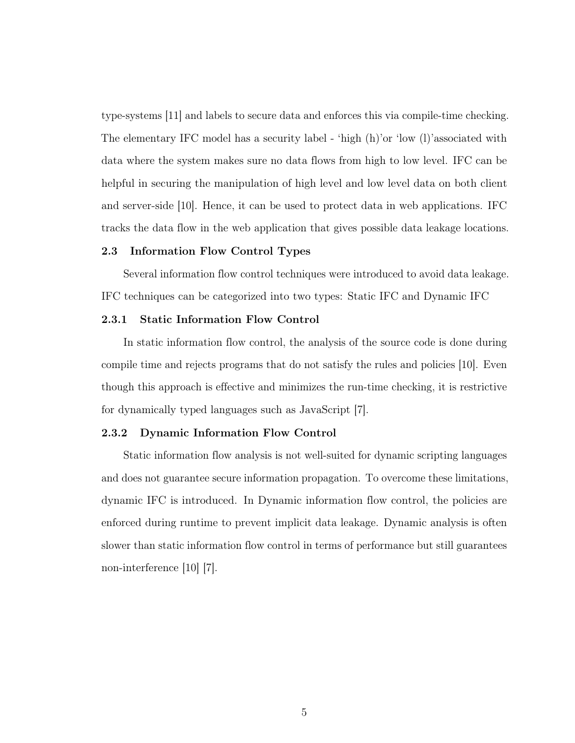type-systems [11] and labels to secure data and enforces this via compile-time checking. The elementary IFC model has a security label - 'high (h)'or 'low (l)'associated with data where the system makes sure no data flows from high to low level. IFC can be helpful in securing the manipulation of high level and low level data on both client and server-side [10]. Hence, it can be used to protect data in web applications. IFC tracks the data flow in the web application that gives possible data leakage locations.

## 2.3 Information Flow Control Types

Several information flow control techniques were introduced to avoid data leakage. IFC techniques can be categorized into two types: Static IFC and Dynamic IFC

### 2.3.1 Static Information Flow Control

In static information flow control, the analysis of the source code is done during compile time and rejects programs that do not satisfy the rules and policies [10]. Even though this approach is effective and minimizes the run-time checking, it is restrictive for dynamically typed languages such as JavaScript [7].

### 2.3.2 Dynamic Information Flow Control

Static information flow analysis is not well-suited for dynamic scripting languages and does not guarantee secure information propagation. To overcome these limitations, dynamic IFC is introduced. In Dynamic information flow control, the policies are enforced during runtime to prevent implicit data leakage. Dynamic analysis is often slower than static information flow control in terms of performance but still guarantees non-interference [10] [7].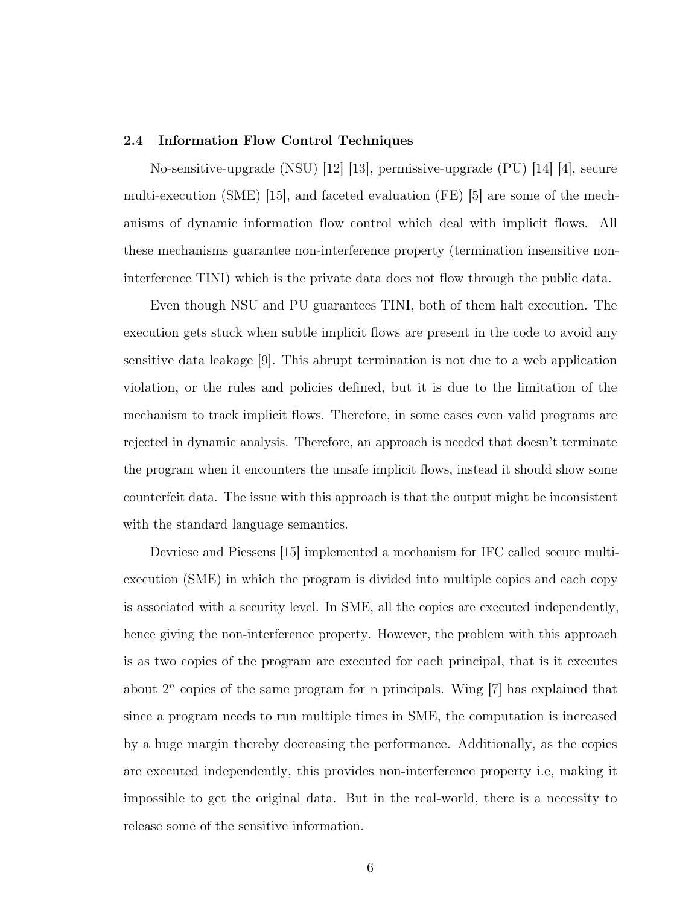### 2.4 Information Flow Control Techniques

No-sensitive-upgrade (NSU) [12] [13], permissive-upgrade (PU) [14] [4], secure multi-execution (SME) [15], and faceted evaluation (FE) [5] are some of the mechanisms of dynamic information flow control which deal with implicit flows. All these mechanisms guarantee non-interference property (termination insensitive non-interference TINI) which is the private data does not flow through the public data.

Even though NSU and PU guarantees TINI, both of them halt execution. The execution gets stuck when subtle implicit flows are present in the code to avoid any sensitive data leakage [9]. This abrupt termination is not due to a web application violation, or the rules and policies defined, but it is due to the limitation of the mechanism to track implicit flows. Therefore, in some cases even valid programs are rejected in dynamic analysis. Therefore, an approach is needed that doesn't terminate the program when it encounters the unsafe implicit flows, instead it should show some counterfeit data. The issue with this approach is that the output might be inconsistent with the standard language semantics.

Devriese and Piessens [15] implemented a mechanism for IFC called secure multi-execution (SME) in which the program is divided into multiple copies and each copy is associated with a security level. In SME, all the copies are executed independently, hence giving the non-interference property. However, the problem with this approach is as two copies of the program are executed for each principal, that is it executes about $2^n$ copies of the same program for n principals. Wing [7] has explained that since a program needs to run multiple times in SME, the computation is increased by a huge margin thereby decreasing the performance. Additionally, as the copies are executed independently, this provides non-interference property i.e, making it impossible to get the original data. But in the real-world, there is a necessity to release some of the sensitive information.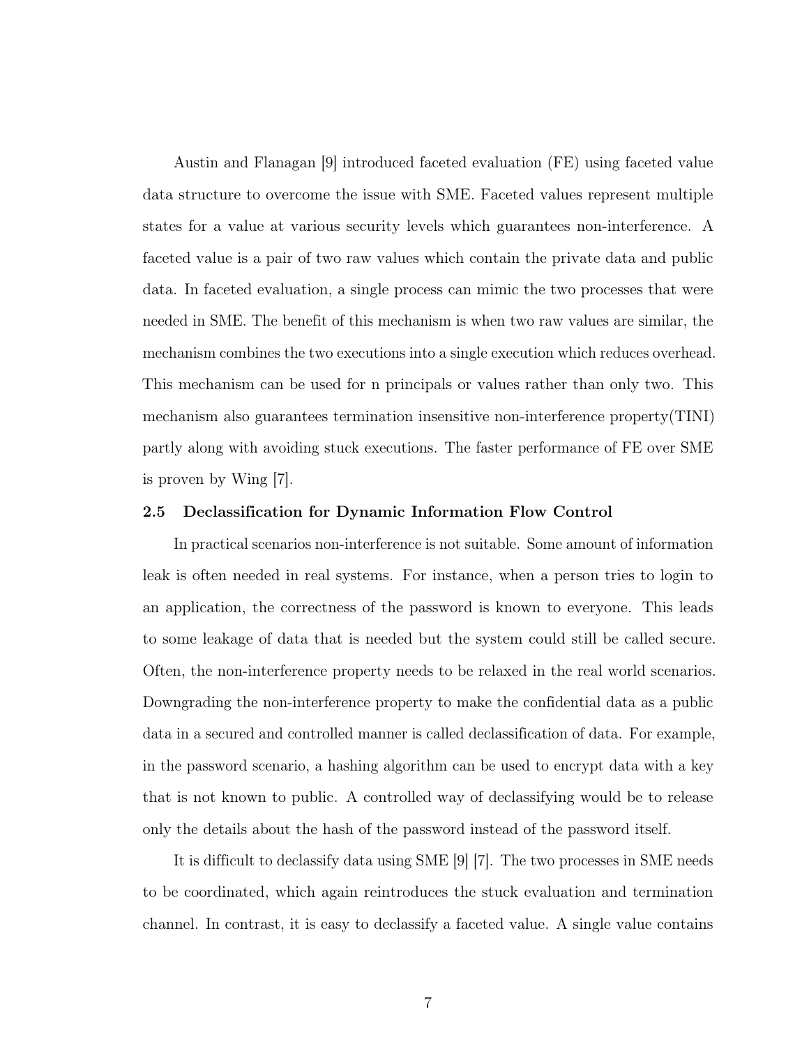Austin and Flanagan [9] introduced faceted evaluation (FE) using faceted value data structure to overcome the issue with SME. Faceted values represent multiple states for a value at various security levels which guarantees non-interference. A faceted value is a pair of two raw values which contain the private data and public data. In faceted evaluation, a single process can mimic the two processes that were needed in SME. The benefit of this mechanism is when two raw values are similar, the mechanism combines the two executions into a single execution which reduces overhead. This mechanism can be used for n principals or values rather than only two. This mechanism also guarantees termination insensitive non-interference property(TINI) partly along with avoiding stuck executions. The faster performance of FE over SME is proven by Wing [7].

### 2.5 Declassification for Dynamic Information Flow Control

In practical scenarios non-interference is not suitable. Some amount of information leak is often needed in real systems. For instance, when a person tries to login to an application, the correctness of the password is known to everyone. This leads to some leakage of data that is needed but the system could still be called secure. Often, the non-interference property needs to be relaxed in the real world scenarios. Downgrading the non-interference property to make the confidential data as a public data in a secured and controlled manner is called declassification of data. For example, in the password scenario, a hashing algorithm can be used to encrypt data with a key that is not known to public. A controlled way of declassifying would be to release only the details about the hash of the password instead of the password itself.

It is difficult to declassify data using SME [9] [7]. The two processes in SME needs to be coordinated, which again reintroduces the stuck evaluation and termination channel. In contrast, it is easy to declassify a faceted value. A single value contains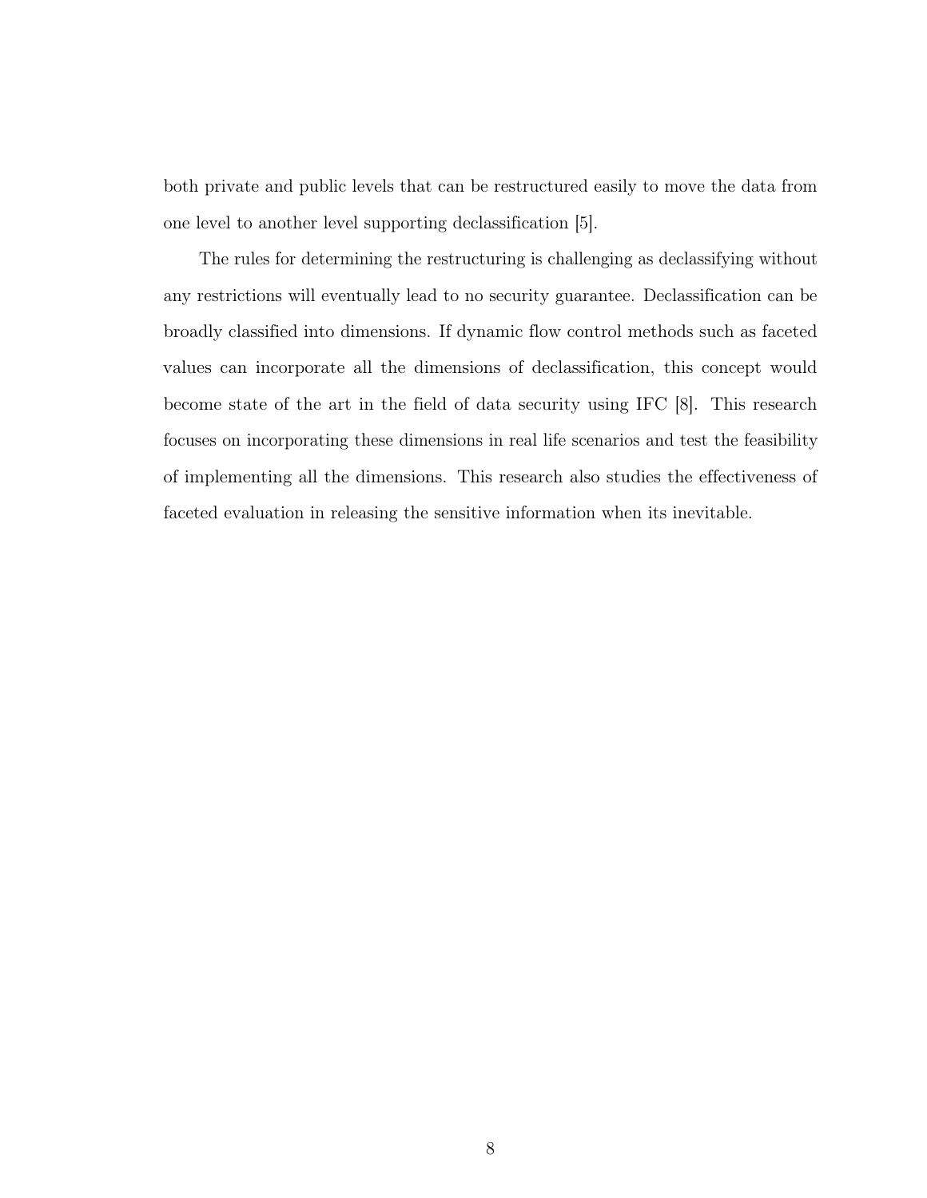both private and public levels that can be restructured easily to move the data from one level to another level supporting declassification [5].

The rules for determining the restructuring is challenging as declassifying without any restrictions will eventually lead to no security guarantee. Declassification can be broadly classified into dimensions. If dynamic flow control methods such as faceted values can incorporate all the dimensions of declassification, this concept would become state of the art in the field of data security using IFC [8]. This research focuses on incorporating these dimensions in real life scenarios and test the feasibility of implementing all the dimensions. This research also studies the effectiveness of faceted evaluation in releasing the sensitive information when its inevitable.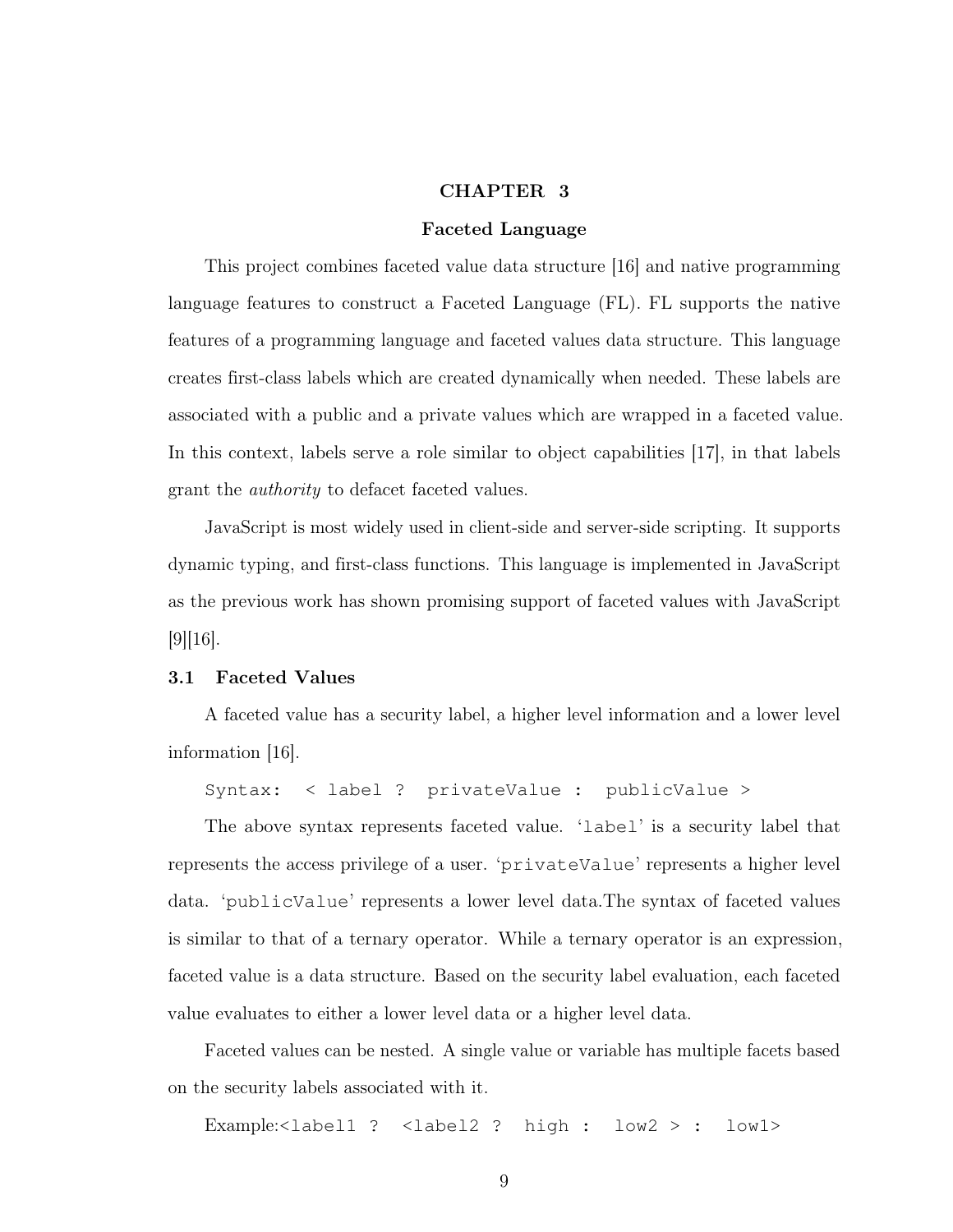# CHAPTER 3

## Faceted Language

This project combines faceted value data structure [16] and native programming language features to construct a Faceted Language (FL). FL supports the native features of a programming language and faceted values data structure. This language creates first-class labels which are created dynamically when needed. These labels are associated with a public and a private values which are wrapped in a faceted value. In this context, labels serve a role similar to object capabilities [17], in that labels grant the *authority* to defacet faceted values.

JavaScript is most widely used in client-side and server-side scripting. It supports dynamic typing, and first-class functions. This language is implemented in JavaScript as the previous work has shown promising support of faceted values with JavaScript [9][16].

### 3.1 Faceted Values

A faceted value has a security label, a higher level information and a lower level information [16].

Syntax: `< label ? privateValue : publicValue >`

The above syntax represents faceted value. '`label`' is a security label that represents the access privilege of a user. '`privateValue`' represents a higher level data. '`publicValue`' represents a lower level data.The syntax of faceted values is similar to that of a ternary operator. While a ternary operator is an expression, faceted value is a data structure. Based on the security label evaluation, each faceted value evaluates to either a lower level data or a higher level data.

Faceted values can be nested. A single value or variable has multiple facets based on the security labels associated with it.

Example:`<label1 ? <label2 ? high : low2 > : low1>`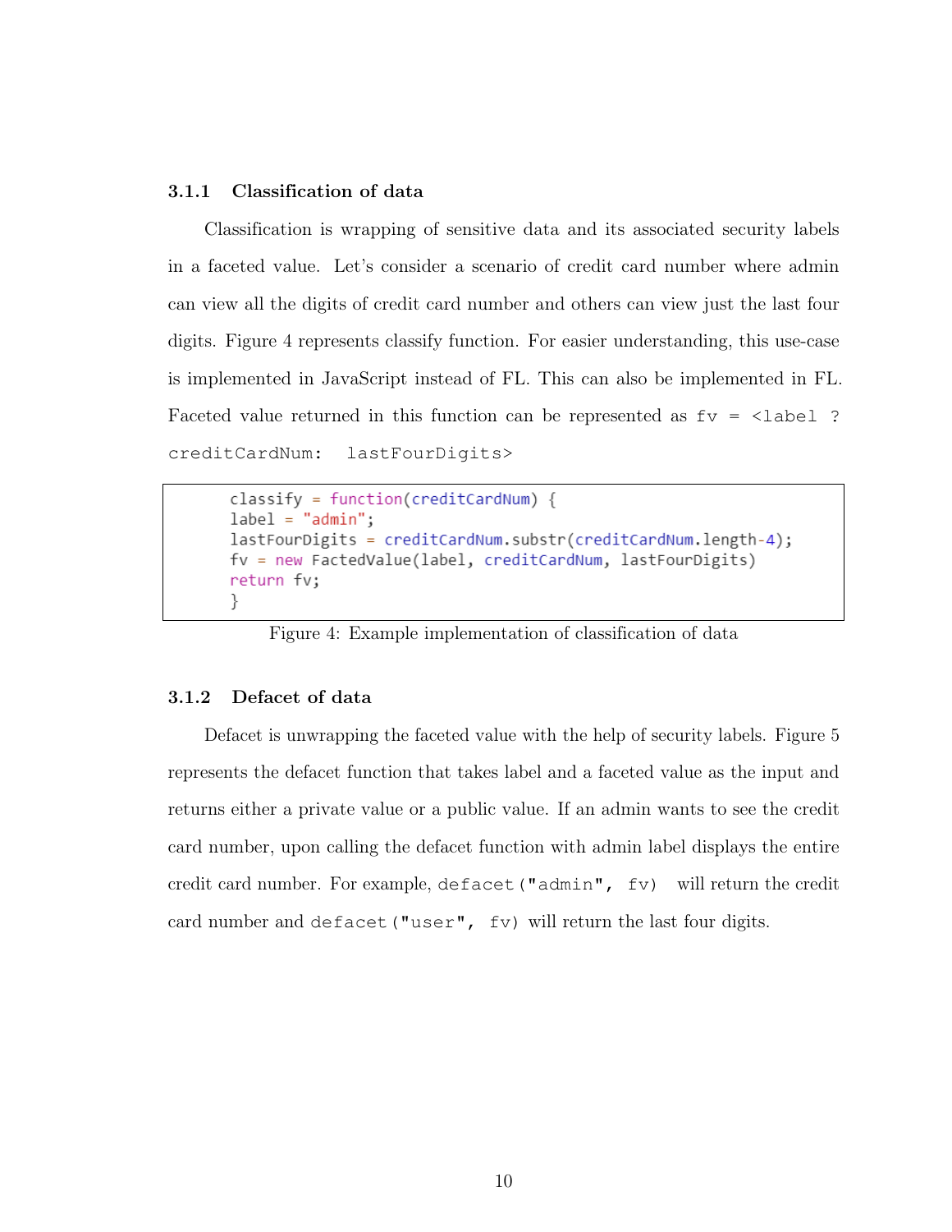### 3.1.1 Classification of data

Classification is wrapping of sensitive data and its associated security labels in a faceted value. Let's consider a scenario of credit card number where admin can view all the digits of credit card number and others can view just the last four digits. Figure 4 represents classify function. For easier understanding, this use-case is implemented in JavaScript instead of FL. This can also be implemented in FL. Faceted value returned in this function can be represented as `fv = <label ? creditCardNum: lastFourDigits>`

```
classify = function(creditCardNum) {
label = "admin";
lastFourDigits = creditCardNum.substr(creditCardNum.length-4);
fv = new FactedValue(label, creditCardNum, lastFourDigits)
return fv;
}
```

Figure 4: Example implementation of classification of data

### 3.1.2 Defacet of data

Defacet is unwrapping the faceted value with the help of security labels. Figure 5 represents the defacet function that takes label and a faceted value as the input and returns either a private value or a public value. If an admin wants to see the credit card number, upon calling the defacet function with admin label displays the entire credit card number. For example, `defacet("admin", fv)` will return the credit card number and `defacet("user", fv)` will return the last four digits.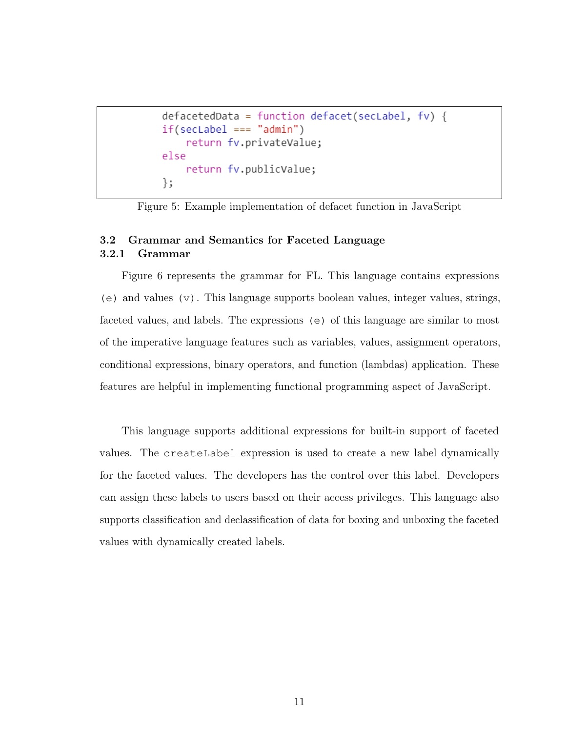```
defacetedData = function defacet(secLabel, fv) {
if(secLabel === "admin")
    return fv.privateValue;
else
    return fv.publicValue;
};
```

Figure 5: Example implementation of defacet function in JavaScript

## 3.2 Grammar and Semantics for Faceted Language

### 3.2.1 Grammar

Figure 6 represents the grammar for FL. This language contains expressions `(e)` and values `(v)`. This language supports boolean values, integer values, strings, faceted values, and labels. The expressions `(e)` of this language are similar to most of the imperative language features such as variables, values, assignment operators, conditional expressions, binary operators, and function (lambdas) application. These features are helpful in implementing functional programming aspect of JavaScript.

This language supports additional expressions for built-in support of faceted values. The `createLabel` expression is used to create a new label dynamically for the faceted values. The developers has the control over this label. Developers can assign these labels to users based on their access privileges. This language also supports classification and declassification of data for boxing and unboxing the faceted values with dynamically created labels.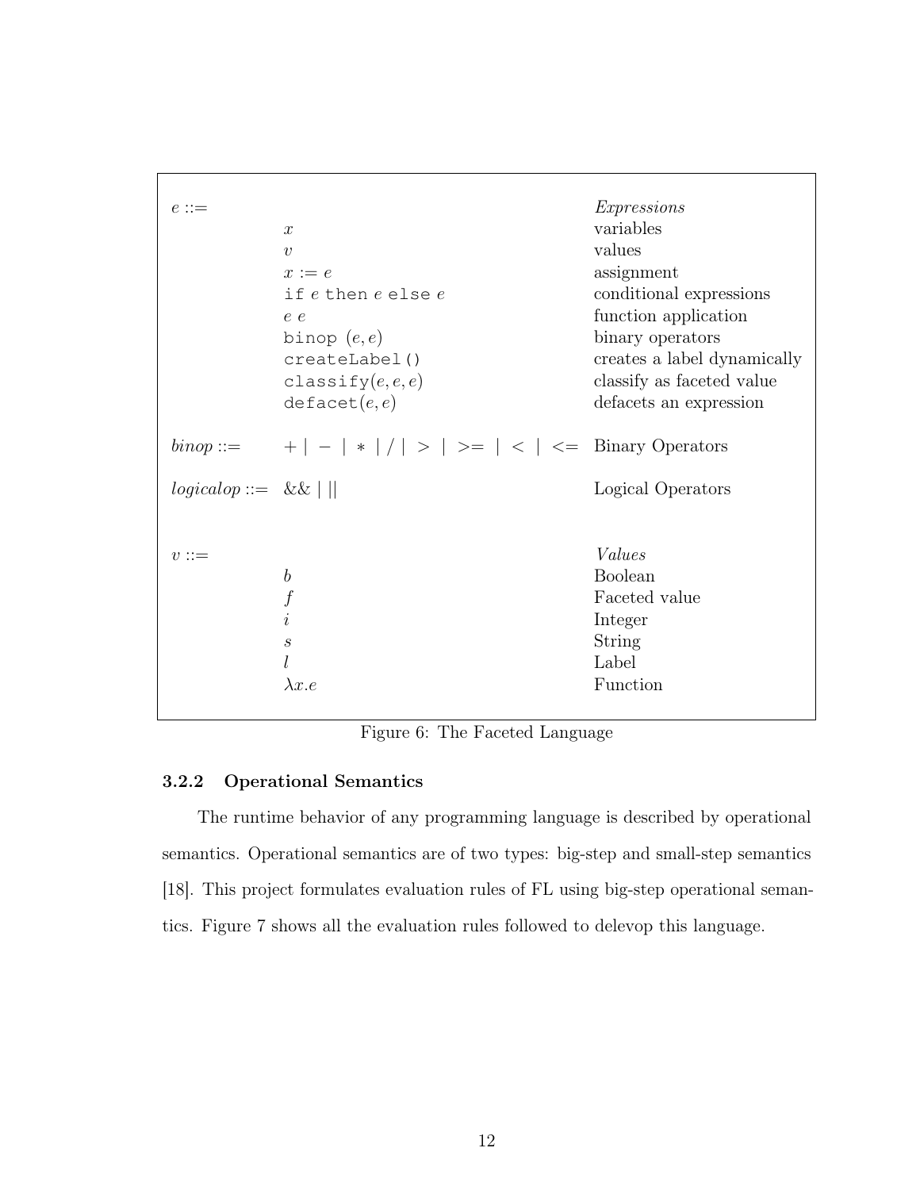| | | |
|---|---|---|
| $e ::=$ | | *Expressions* |
| | $x$ | variables |
| | $v$ | values |
| | $x := e$ | assignment |
| | `if` $e$ `then` $e$ `else` $e$ | conditional expressions |
| | $e\ e$ | function application |
| | `binop` $(e, e)$ | binary operators |
| | `createLabel()` | creates a label dynamically |
| | `classify`$(e, e, e)$ | classify as faceted value |
| | `defacet`$(e, e)$ | defacets an expression |
| $binop ::=$ | $+ \mid - \mid * \mid / \mid > \mid >= \mid < \mid <=$ | Binary Operators |
| $logicalop ::=$ | $\&\& \mid \mid\mid$ | Logical Operators |
| $v ::=$ | | *Values* |
| | $b$ | Boolean |
| | $f$ | Faceted value |
| | $i$ | Integer |
| | $s$ | String |
| | $l$ | Label |
| | $\lambda x.e$ | Function |

Figure 6: The Faceted Language

### 3.2.2 Operational Semantics

The runtime behavior of any programming language is described by operational semantics. Operational semantics are of two types: big-step and small-step semantics [18]. This project formulates evaluation rules of FL using big-step operational semantics. Figure 7 shows all the evaluation rules followed to delevop this language.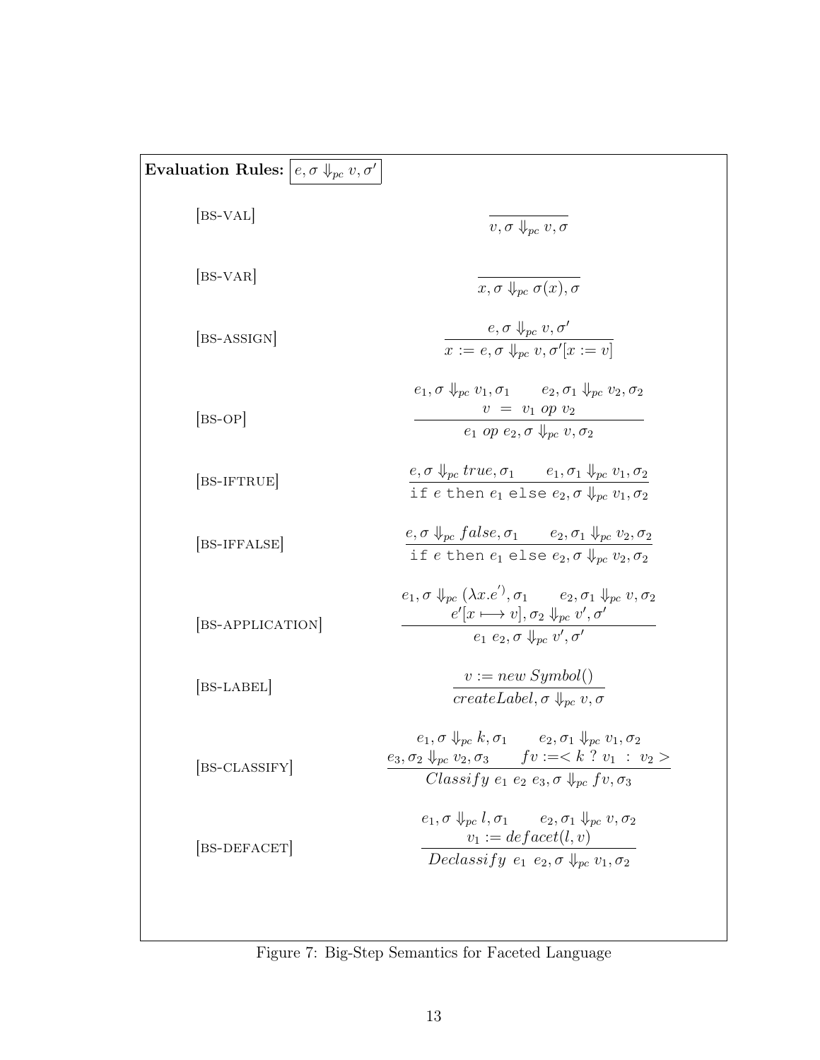**Evaluation Rules:** $\boxed{e, \sigma \Downarrow_{pc} v, \sigma'}$

[BS-VAL]

$$\frac{}{v, \sigma \Downarrow_{pc} v, \sigma}$$

[BS-VAR]

$$\frac{}{x, \sigma \Downarrow_{pc} \sigma(x), \sigma}$$

[BS-ASSIGN]

$$\frac{e, \sigma \Downarrow_{pc} v, \sigma'}{x := e, \sigma \Downarrow_{pc} v, \sigma'[x := v]}$$

[BS-OP]

$$\frac{e_1, \sigma \Downarrow_{pc} v_1, \sigma_1 \qquad e_2, \sigma_1 \Downarrow_{pc} v_2, \sigma_2 \qquad v \ = \ v_1 \ op \ v_2}{e_1 \ op \ e_2, \sigma \Downarrow_{pc} v, \sigma_2}$$

[BS-IFTRUE]

$$\frac{e, \sigma \Downarrow_{pc} true, \sigma_1 \qquad e_1, \sigma_1 \Downarrow_{pc} v_1, \sigma_2}{\texttt{if } e \texttt{ then } e_1 \texttt{ else } e_2, \sigma \Downarrow_{pc} v_1, \sigma_2}$$

[BS-IFFALSE]

$$\frac{e, \sigma \Downarrow_{pc} false, \sigma_1 \qquad e_2, \sigma_1 \Downarrow_{pc} v_2, \sigma_2}{\texttt{if } e \texttt{ then } e_1 \texttt{ else } e_2, \sigma \Downarrow_{pc} v_2, \sigma_2}$$

[BS-APPLICATION]

$$\frac{e_1, \sigma \Downarrow_{pc} (\lambda x.e^{'}), \sigma_1 \qquad e_2, \sigma_1 \Downarrow_{pc} v, \sigma_2 \qquad e'[x \longmapsto v], \sigma_2 \Downarrow_{pc} v', \sigma'}{e_1 \ e_2, \sigma \Downarrow_{pc} v', \sigma'}$$

[BS-LABEL]

$$\frac{v := new \ Symbol()}{createLabel, \sigma \Downarrow_{pc} v, \sigma}$$

[BS-CLASSIFY]

$$\frac{e_1, \sigma \Downarrow_{pc} k, \sigma_1 \qquad e_2, \sigma_1 \Downarrow_{pc} v_1, \sigma_2 \qquad e_3, \sigma_2 \Downarrow_{pc} v_2, \sigma_3 \qquad fv := < k \ ? \ v_1 \ : \ v_2 >}{Classify \ e_1 \ e_2 \ e_3, \sigma \Downarrow_{pc} fv, \sigma_3}$$

[BS-DEFACET]

$$\frac{e_1, \sigma \Downarrow_{pc} l, \sigma_1 \qquad e_2, \sigma_1 \Downarrow_{pc} v, \sigma_2 \qquad v_1 := defacet(l, v)}{Declassify \ e_1 \ e_2, \sigma \Downarrow_{pc} v_1, \sigma_2}$$

Figure 7: Big-Step Semantics for Faceted Language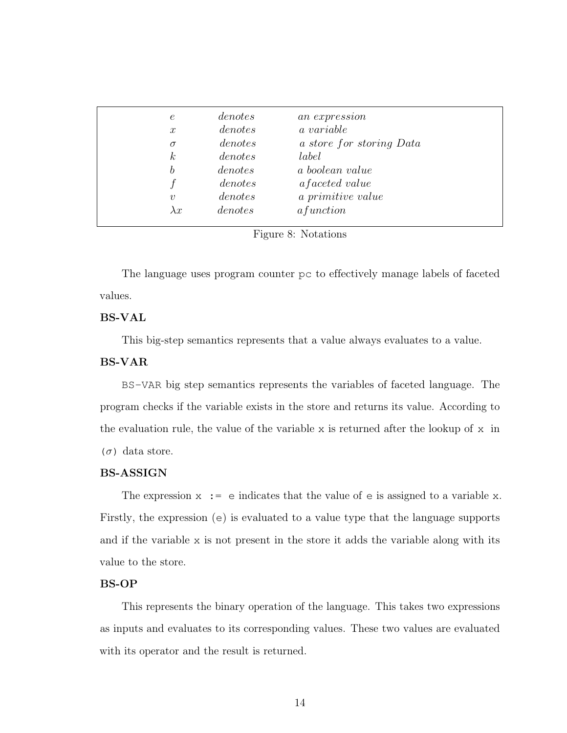| | | |
|---|---|---|
| $e$ | *denotes* | *an expression* |
| $x$ | *denotes* | *a variable* |
| $\sigma$ | *denotes* | *a store for storing Data* |
| $k$ | *denotes* | *label* |
| $b$ | *denotes* | *a boolean value* |
| $f$ | *denotes* | *afaceted value* |
| $v$ | *denotes* | *a primitive value* |
| $\lambda x$ | *denotes* | *afunction* |

Figure 8: Notations

The language uses program counter `pc` to effectively manage labels of faceted values.

**BS-VAL**

This big-step semantics represents that a value always evaluates to a value.

**BS-VAR**

`BS-VAR` big step semantics represents the variables of faceted language. The program checks if the variable exists in the store and returns its value. According to the evaluation rule, the value of the variable `x` is returned after the lookup of `x` in `(`$\sigma$`)` data store.

**BS-ASSIGN**

The expression `x := e` indicates that the value of `e` is assigned to a variable `x`. Firstly, the expression (`e`) is evaluated to a value type that the language supports and if the variable `x` is not present in the store it adds the variable along with its value to the store.

**BS-OP**

This represents the binary operation of the language. This takes two expressions as inputs and evaluates to its corresponding values. These two values are evaluated with its operator and the result is returned.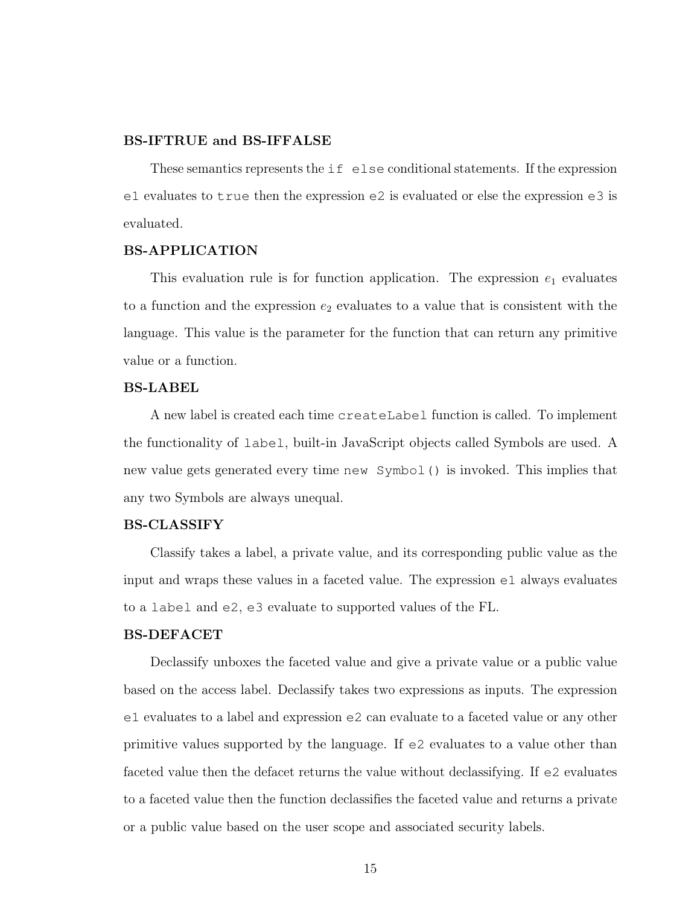**BS-IFTRUE and BS-IFFALSE**

These semantics represents the `if else` conditional statements. If the expression `e1` evaluates to `true` then the expression `e2` is evaluated or else the expression `e3` is evaluated.

**BS-APPLICATION**

This evaluation rule is for function application. The expression $e_1$ evaluates to a function and the expression $e_2$ evaluates to a value that is consistent with the language. This value is the parameter for the function that can return any primitive value or a function.

**BS-LABEL**

A new label is created each time `createLabel` function is called. To implement the functionality of `label`, built-in JavaScript objects called Symbols are used. A new value gets generated every time `new Symbol()` is invoked. This implies that any two Symbols are always unequal.

**BS-CLASSIFY**

Classify takes a label, a private value, and its corresponding public value as the input and wraps these values in a faceted value. The expression `e1` always evaluates to a `label` and `e2`, `e3` evaluate to supported values of the FL.

**BS-DEFACET**

Declassify unboxes the faceted value and give a private value or a public value based on the access label. Declassify takes two expressions as inputs. The expression `e1` evaluates to a label and expression `e2` can evaluate to a faceted value or any other primitive values supported by the language. If `e2` evaluates to a value other than faceted value then the defacet returns the value without declassifying. If `e2` evaluates to a faceted value then the function declassifies the faceted value and returns a private or a public value based on the user scope and associated security labels.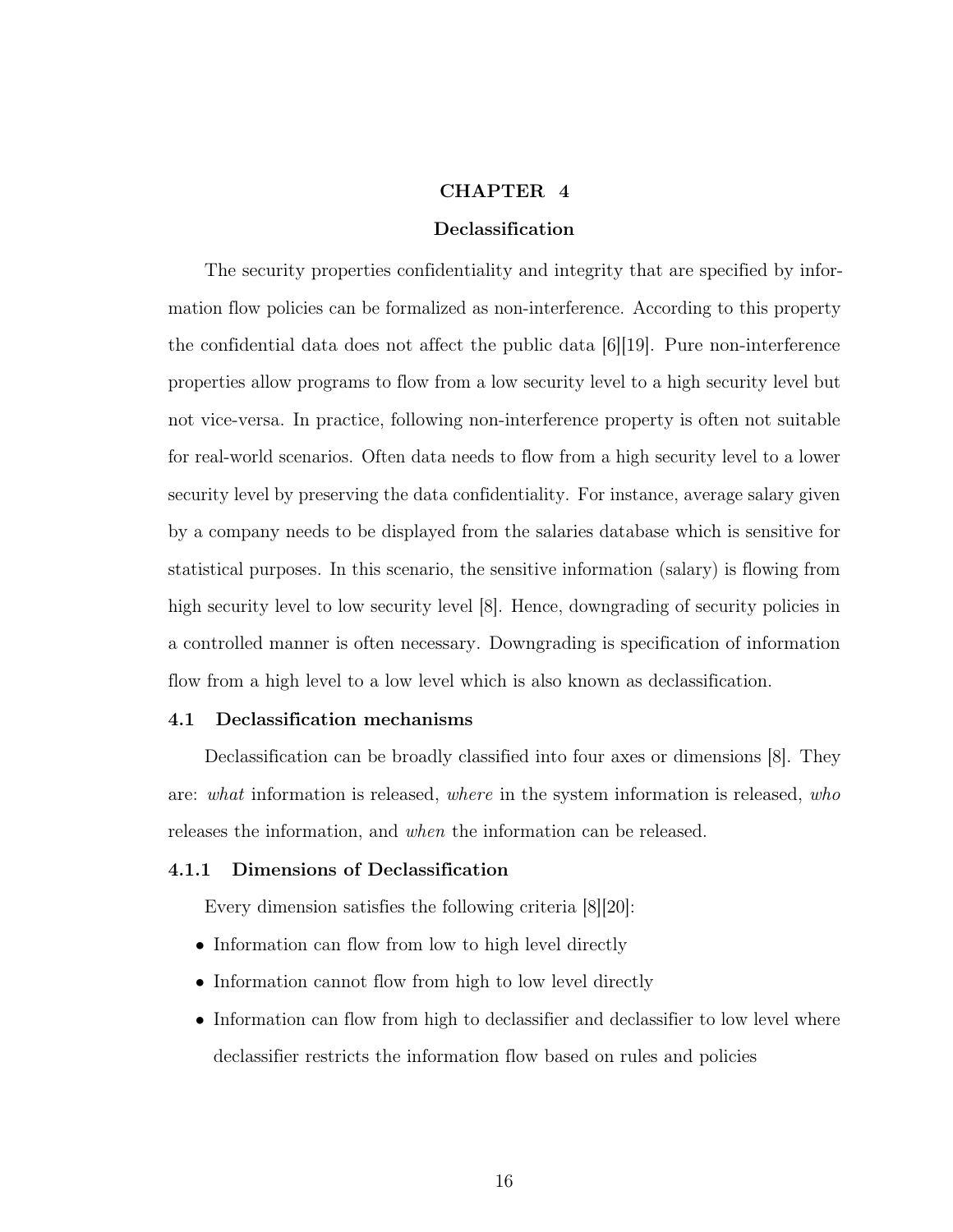# CHAPTER 4

## Declassification

The security properties confidentiality and integrity that are specified by information flow policies can be formalized as non-interference. According to this property the confidential data does not affect the public data [6][19]. Pure non-interference properties allow programs to flow from a low security level to a high security level but not vice-versa. In practice, following non-interference property is often not suitable for real-world scenarios. Often data needs to flow from a high security level to a lower security level by preserving the data confidentiality. For instance, average salary given by a company needs to be displayed from the salaries database which is sensitive for statistical purposes. In this scenario, the sensitive information (salary) is flowing from high security level to low security level [8]. Hence, downgrading of security policies in a controlled manner is often necessary. Downgrading is specification of information flow from a high level to a low level which is also known as declassification.

### 4.1 Declassification mechanisms

Declassification can be broadly classified into four axes or dimensions [8]. They are: *what* information is released, *where* in the system information is released, *who* releases the information, and *when* the information can be released.

#### 4.1.1 Dimensions of Declassification

Every dimension satisfies the following criteria [8][20]:

- Information can flow from low to high level directly
- Information cannot flow from high to low level directly
- Information can flow from high to declassifier and declassifier to low level where declassifier restricts the information flow based on rules and policies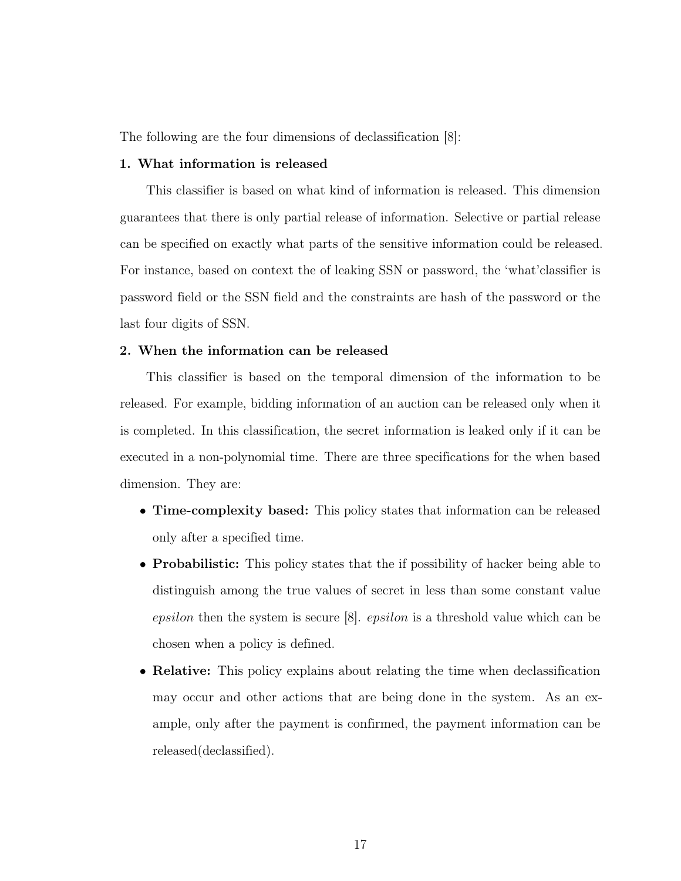The following are the four dimensions of declassification [8]:

**1. What information is released**

This classifier is based on what kind of information is released. This dimension guarantees that there is only partial release of information. Selective or partial release can be specified on exactly what parts of the sensitive information could be released. For instance, based on context the of leaking SSN or password, the 'what'classifier is password field or the SSN field and the constraints are hash of the password or the last four digits of SSN.

**2. When the information can be released**

This classifier is based on the temporal dimension of the information to be released. For example, bidding information of an auction can be released only when it is completed. In this classification, the secret information is leaked only if it can be executed in a non-polynomial time. There are three specifications for the when based dimension. They are:

- **Time-complexity based:** This policy states that information can be released only after a specified time.
- **Probabilistic:** This policy states that the if possibility of hacker being able to distinguish among the true values of secret in less than some constant value *epsilon* then the system is secure [8]. *epsilon* is a threshold value which can be chosen when a policy is defined.
- **Relative:** This policy explains about relating the time when declassification may occur and other actions that are being done in the system. As an example, only after the payment is confirmed, the payment information can be released(declassified).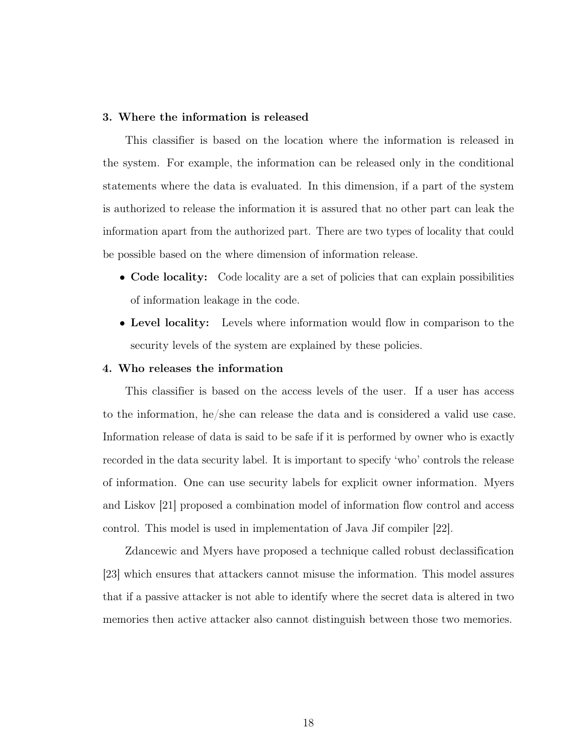**3. Where the information is released**

This classifier is based on the location where the information is released in the system. For example, the information can be released only in the conditional statements where the data is evaluated. In this dimension, if a part of the system is authorized to release the information it is assured that no other part can leak the information apart from the authorized part. There are two types of locality that could be possible based on the where dimension of information release.

- **Code locality:** Code locality are a set of policies that can explain possibilities of information leakage in the code.
- **Level locality:** Levels where information would flow in comparison to the security levels of the system are explained by these policies.

**4. Who releases the information**

This classifier is based on the access levels of the user. If a user has access to the information, he/she can release the data and is considered a valid use case. Information release of data is said to be safe if it is performed by owner who is exactly recorded in the data security label. It is important to specify 'who' controls the release of information. One can use security labels for explicit owner information. Myers and Liskov [21] proposed a combination model of information flow control and access control. This model is used in implementation of Java Jif compiler [22].

Zdancewic and Myers have proposed a technique called robust declassification [23] which ensures that attackers cannot misuse the information. This model assures that if a passive attacker is not able to identify where the secret data is altered in two memories then active attacker also cannot distinguish between those two memories.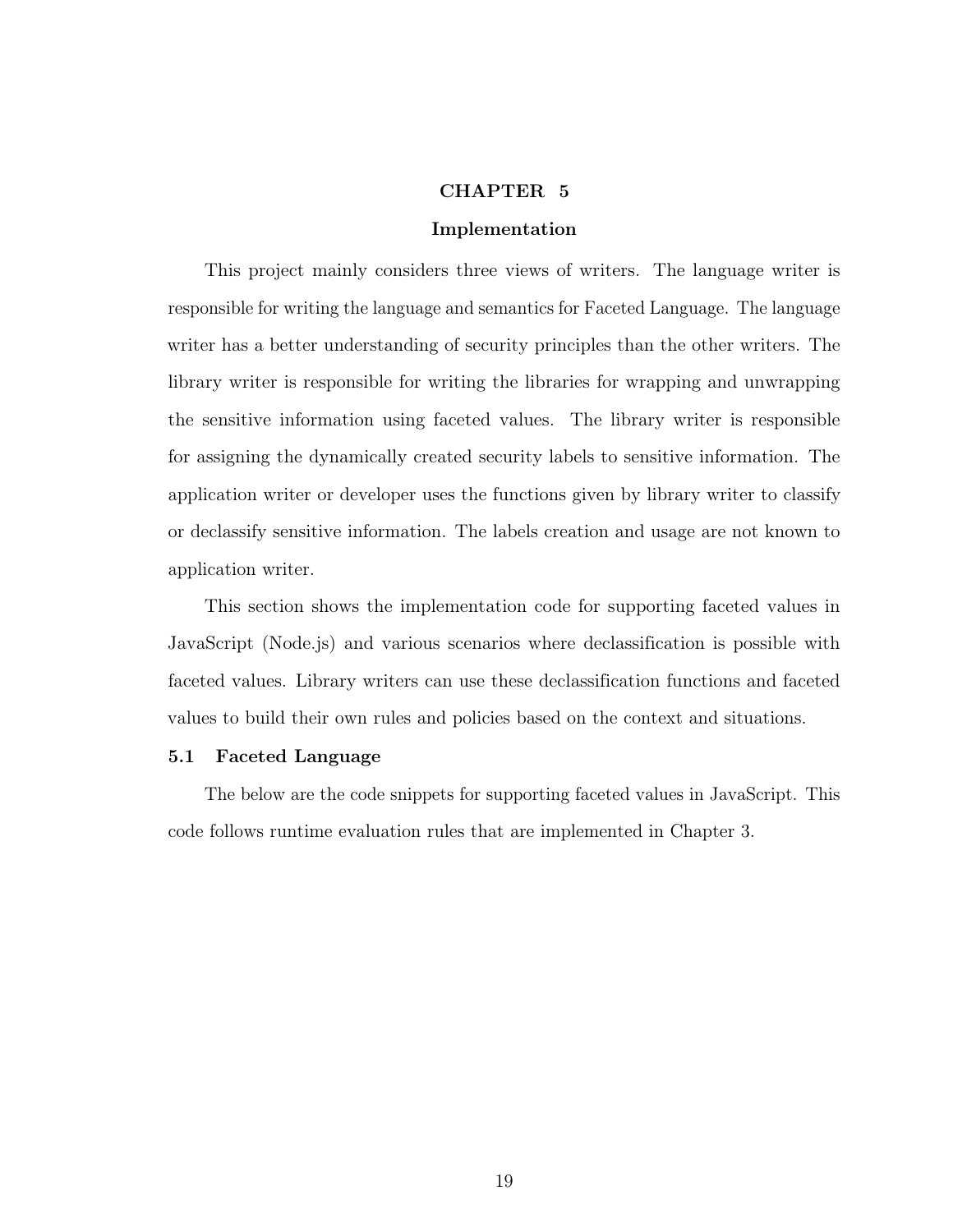# CHAPTER 5

## Implementation

This project mainly considers three views of writers. The language writer is responsible for writing the language and semantics for Faceted Language. The language writer has a better understanding of security principles than the other writers. The library writer is responsible for writing the libraries for wrapping and unwrapping the sensitive information using faceted values. The library writer is responsible for assigning the dynamically created security labels to sensitive information. The application writer or developer uses the functions given by library writer to classify or declassify sensitive information. The labels creation and usage are not known to application writer.

This section shows the implementation code for supporting faceted values in JavaScript (Node.js) and various scenarios where declassification is possible with faceted values. Library writers can use these declassification functions and faceted values to build their own rules and policies based on the context and situations.

### 5.1 Faceted Language

The below are the code snippets for supporting faceted values in JavaScript. This code follows runtime evaluation rules that are implemented in Chapter 3.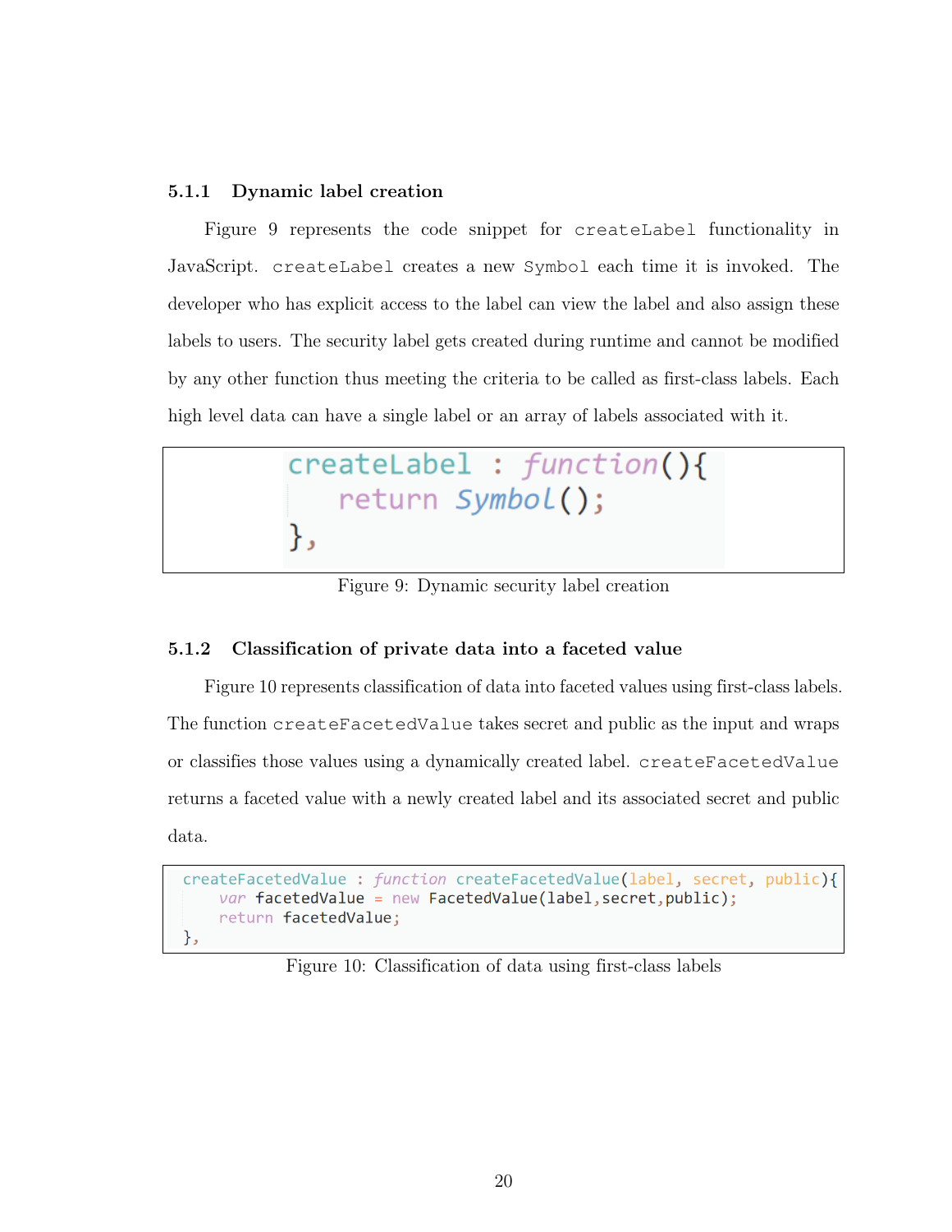### 5.1.1 Dynamic label creation

Figure 9 represents the code snippet for `createLabel` functionality in JavaScript. `createLabel` creates a new `Symbol` each time it is invoked. The developer who has explicit access to the label can view the label and also assign these labels to users. The security label gets created during runtime and cannot be modified by any other function thus meeting the criteria to be called as first-class labels. Each high level data can have a single label or an array of labels associated with it.

```
createLabel : function(){
    return Symbol();
},
```

Figure 9: Dynamic security label creation

### 5.1.2 Classification of private data into a faceted value

Figure 10 represents classification of data into faceted values using first-class labels. The function `createFacetedValue` takes secret and public as the input and wraps or classifies those values using a dynamically created label. `createFacetedValue` returns a faceted value with a newly created label and its associated secret and public data.

```
createFacetedValue : function createFacetedValue(label, secret, public){
    var facetedValue = new FacetedValue(label,secret,public);
    return facetedValue;
},
```

Figure 10: Classification of data using first-class labels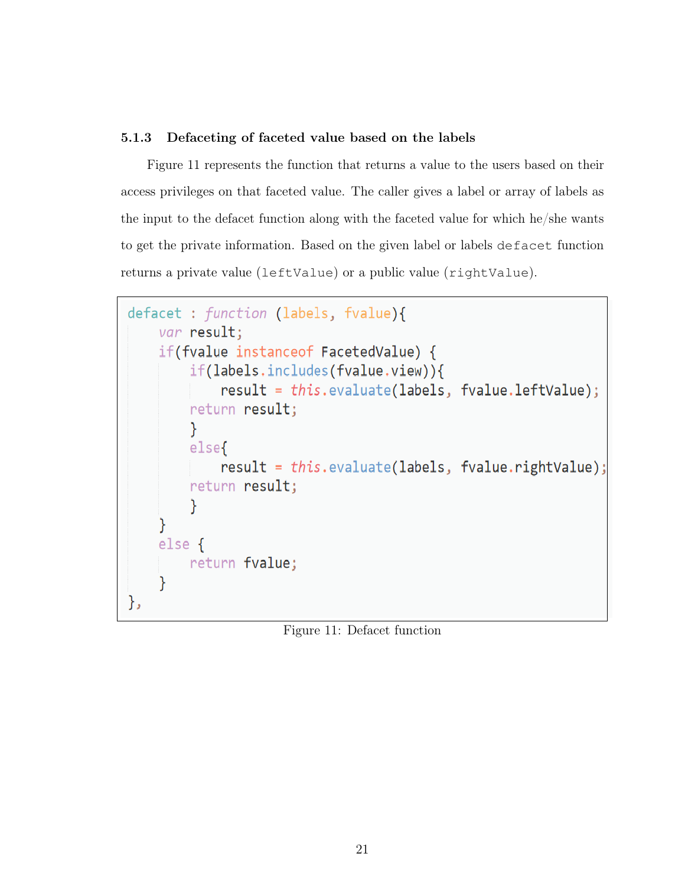### 5.1.3 Defaceting of faceted value based on the labels

Figure 11 represents the function that returns a value to the users based on their access privileges on that faceted value. The caller gives a label or array of labels as the input to the defacet function along with the faceted value for which he/she wants to get the private information. Based on the given label or labels `defacet` function returns a private value (`leftValue`) or a public value (`rightValue`).

```
defacet : function (labels, fvalue){
    var result;
    if(fvalue instanceof FacetedValue) {
        if(labels.includes(fvalue.view)){
            result = this.evaluate(labels, fvalue.leftValue);
        return result;
        }
        else{
            result = this.evaluate(labels, fvalue.rightValue);
        return result;
        }
    }
    else {
        return fvalue;
    }
},
```

Figure 11: Defacet function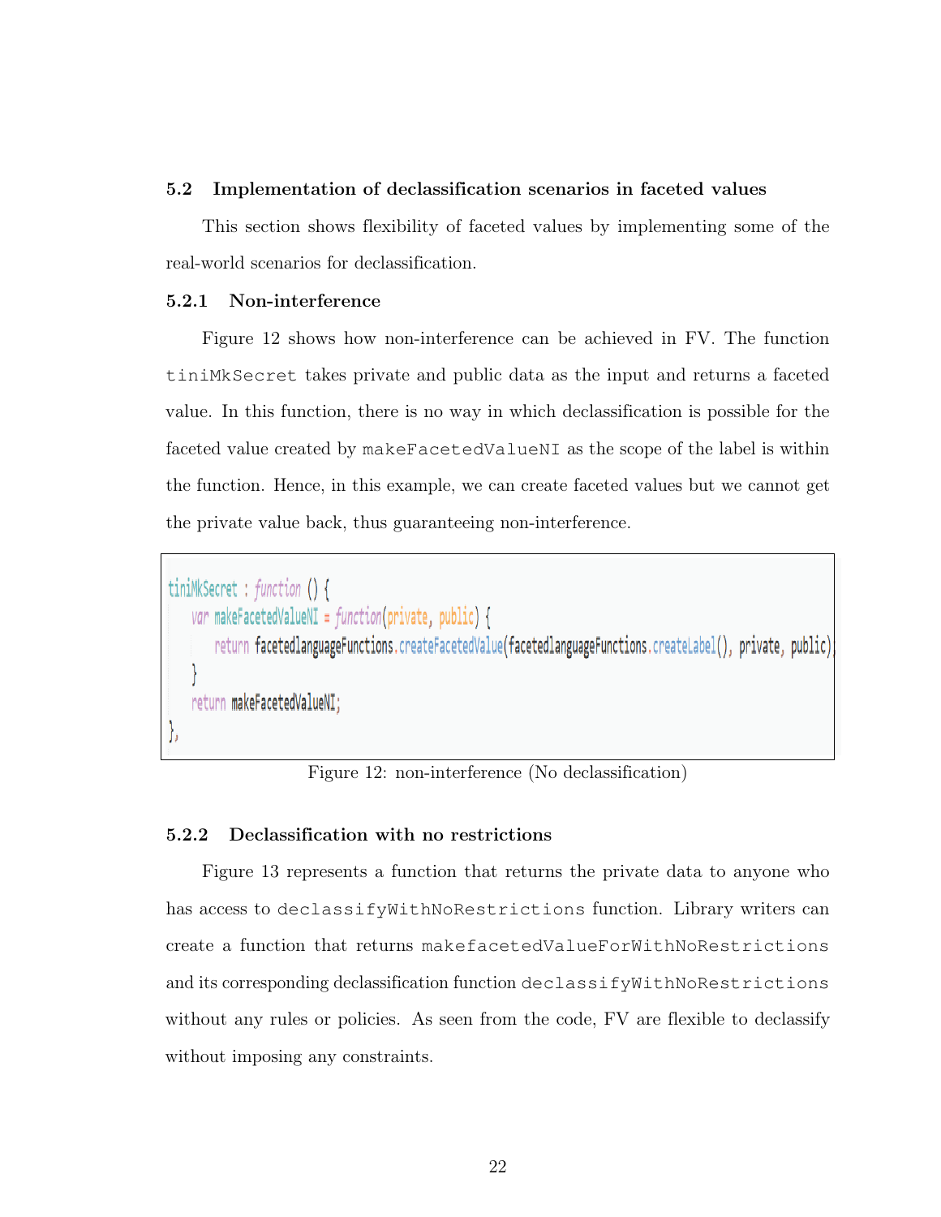### 5.2 Implementation of declassification scenarios in faceted values

This section shows flexibility of faceted values by implementing some of the real-world scenarios for declassification.

#### 5.2.1 Non-interference

Figure 12 shows how non-interference can be achieved in FV. The function `tiniMkSecret` takes private and public data as the input and returns a faceted value. In this function, there is no way in which declassification is possible for the faceted value created by `makeFacetedValueNI` as the scope of the label is within the function. Hence, in this example, we can create faceted values but we cannot get the private value back, thus guaranteeing non-interference.

```
tiniMkSecret : function () {
    var makeFacetedValueNI = function(private, public) {
        return facetedlanguageFunctions.createFacetedValue(facetedlanguageFunctions.createLabel(), private, public);
    }
    return makeFacetedValueNI;
},
```

Figure 12: non-interference (No declassification)

#### 5.2.2 Declassification with no restrictions

Figure 13 represents a function that returns the private data to anyone who has access to `declassifyWithNoRestrictions` function. Library writers can create a function that returns `makefacetedValueForWithNoRestrictions` and its corresponding declassification function `declassifyWithNoRestrictions` without any rules or policies. As seen from the code, FV are flexible to declassify without imposing any constraints.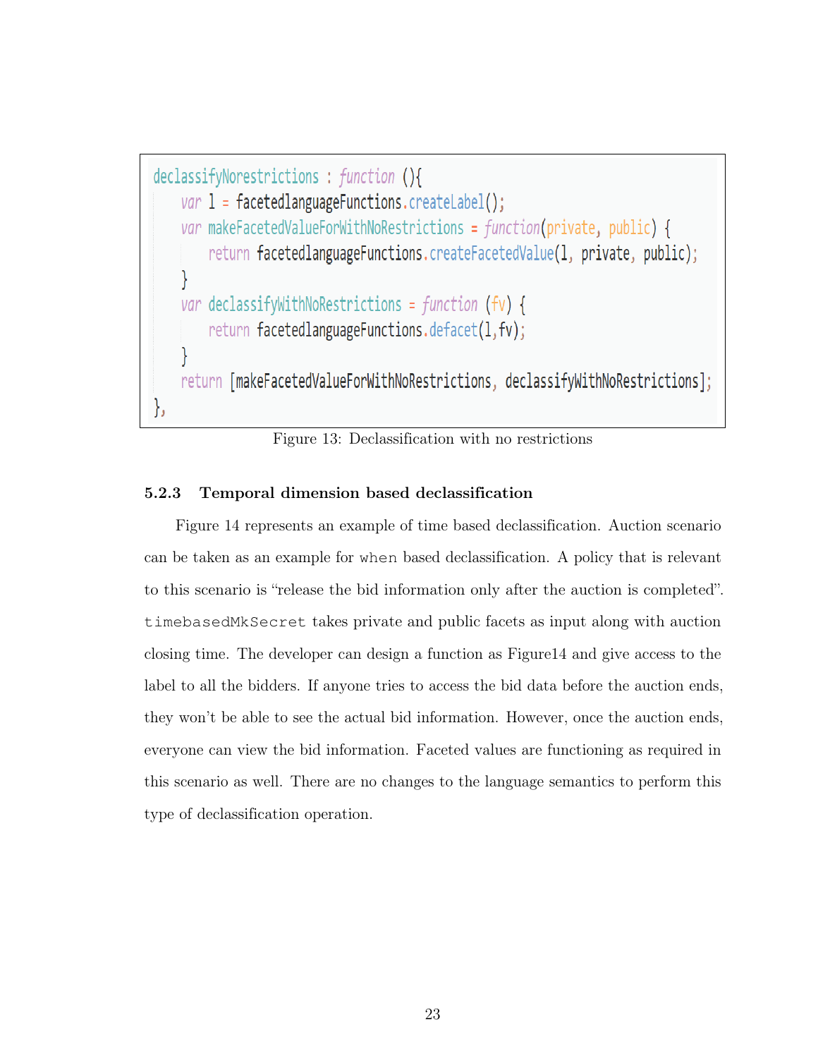```
declassifyNorestrictions : function (){
    var l = facetedlanguageFunctions.createLabel();
    var makeFacetedValueForWithNoRestrictions = function(private, public) {
        return facetedlanguageFunctions.createFacetedValue(l, private, public);
    }
    var declassifyWithNoRestrictions = function (fv) {
        return facetedlanguageFunctions.defacet(l,fv);
    }
    return [makeFacetedValueForWithNoRestrictions, declassifyWithNoRestrictions];
},
```

Figure 13: Declassification with no restrictions

### 5.2.3 Temporal dimension based declassification

Figure 14 represents an example of time based declassification. Auction scenario can be taken as an example for `when` based declassification. A policy that is relevant to this scenario is "release the bid information only after the auction is completed". `timebasedMkSecret` takes private and public facets as input along with auction closing time. The developer can design a function as Figure14 and give access to the label to all the bidders. If anyone tries to access the bid data before the auction ends, they won't be able to see the actual bid information. However, once the auction ends, everyone can view the bid information. Faceted values are functioning as required in this scenario as well. There are no changes to the language semantics to perform this type of declassification operation.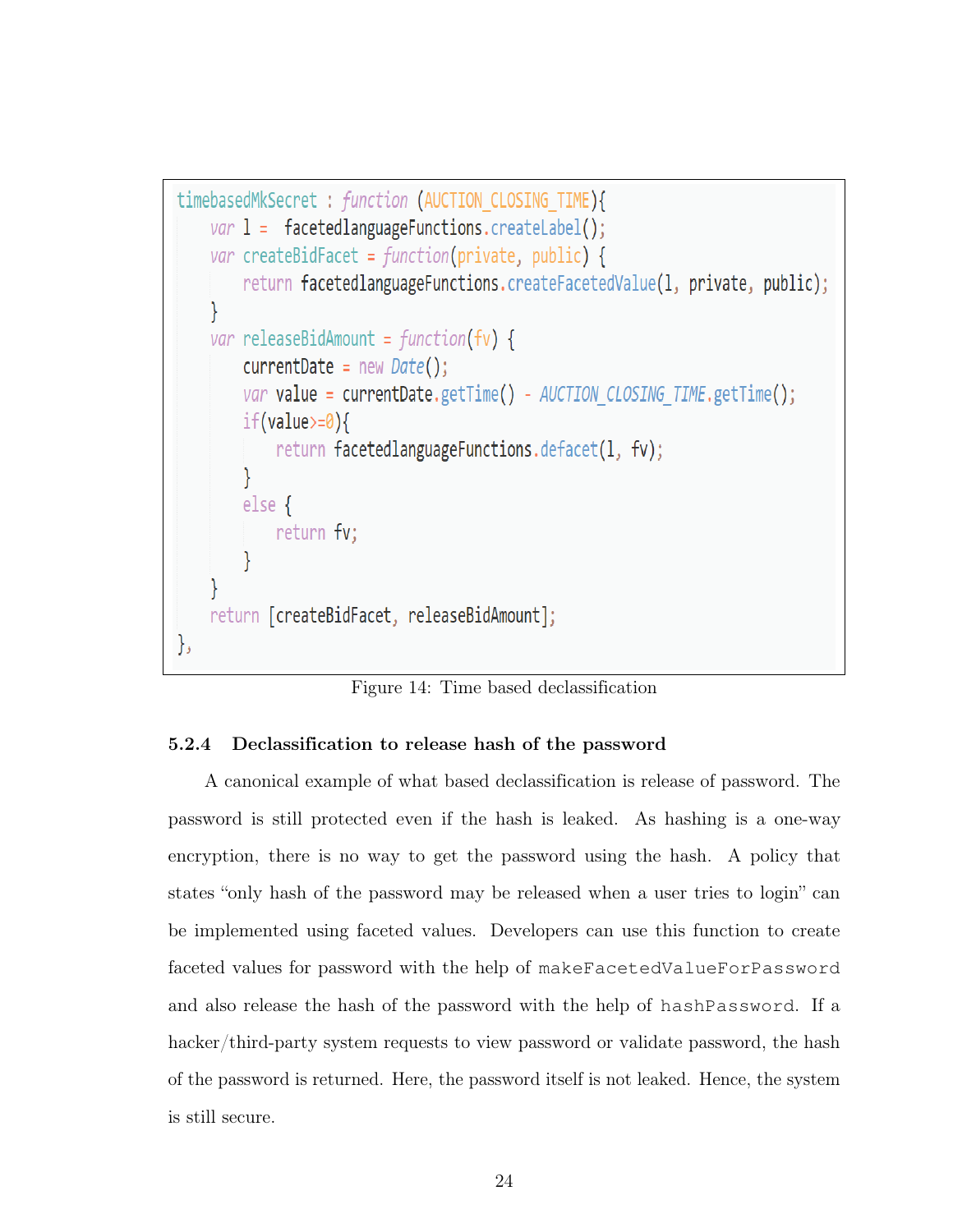```
timebasedMkSecret : function (AUCTION_CLOSING_TIME){
    var l =  facetedlanguageFunctions.createLabel();
    var createBidFacet = function(private, public) {
        return facetedlanguageFunctions.createFacetedValue(l, private, public);
    }
    var releaseBidAmount = function(fv) {
        currentDate = new Date();
        var value = currentDate.getTime() - AUCTION_CLOSING_TIME.getTime();
        if(value>=0){
            return facetedlanguageFunctions.defacet(l, fv);
        }
        else {
            return fv;
        }
    }
    return [createBidFacet, releaseBidAmount];
},
```

Figure 14: Time based declassification

### 5.2.4 Declassification to release hash of the password

A canonical example of what based declassification is release of password. The password is still protected even if the hash is leaked. As hashing is a one-way encryption, there is no way to get the password using the hash. A policy that states "only hash of the password may be released when a user tries to login" can be implemented using faceted values. Developers can use this function to create faceted values for password with the help of `makeFacetedValueForPassword` and also release the hash of the password with the help of `hashPassword`. If a hacker/third-party system requests to view password or validate password, the hash of the password is returned. Here, the password itself is not leaked. Hence, the system is still secure.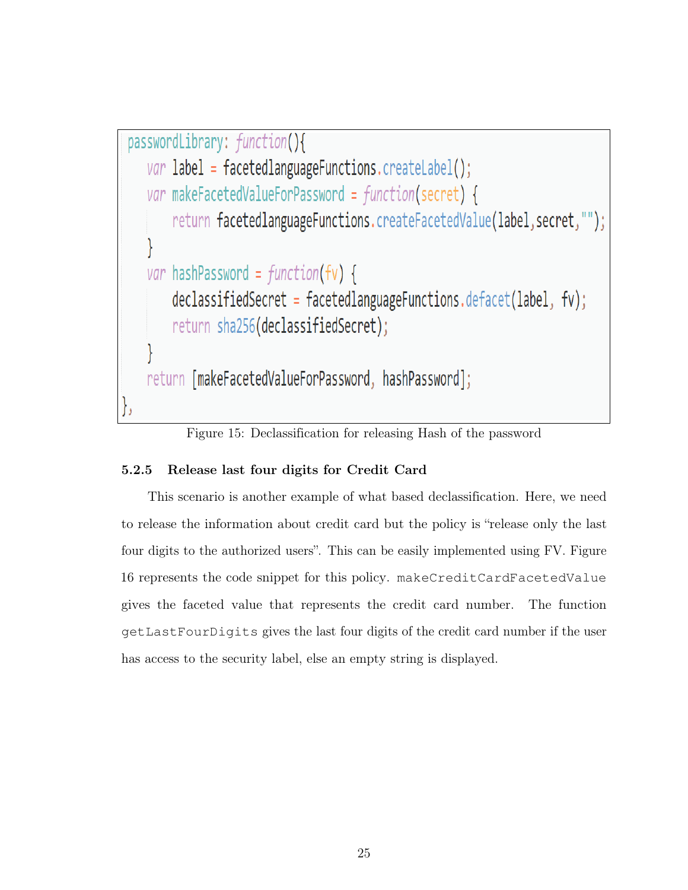```
passwordLibrary: function(){
    var label = facetedlanguageFunctions.createLabel();
    var makeFacetedValueForPassword = function(secret) {
        return facetedlanguageFunctions.createFacetedValue(label,secret,"");
    }
    var hashPassword = function(fv) {
        declassifiedSecret = facetedlanguageFunctions.defacet(label, fv);
        return sha256(declassifiedSecret);
    }
    return [makeFacetedValueForPassword, hashPassword];
},
```

Figure 15: Declassification for releasing Hash of the password

#### 5.2.5 Release last four digits for Credit Card

This scenario is another example of what based declassification. Here, we need to release the information about credit card but the policy is "release only the last four digits to the authorized users". This can be easily implemented using FV. Figure 16 represents the code snippet for this policy. `makeCreditCardFacetedValue` gives the faceted value that represents the credit card number. The function `getLastFourDigits` gives the last four digits of the credit card number if the user has access to the security label, else an empty string is displayed.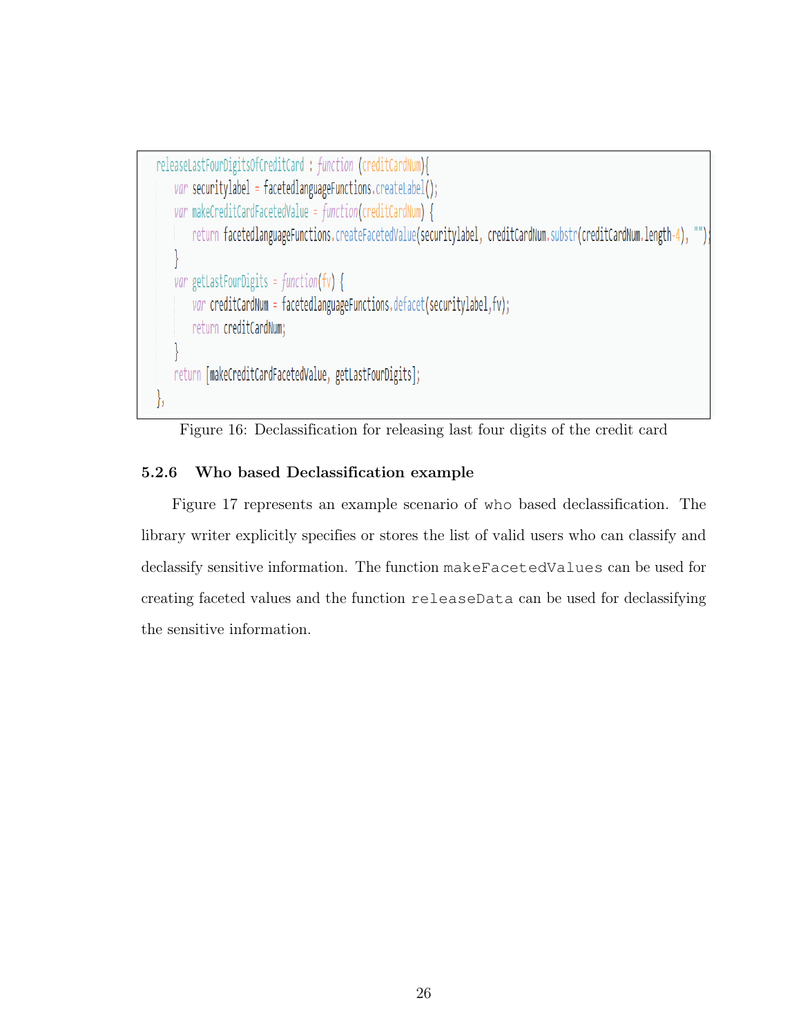```
releaseLastFourDigitsOfCreditCard : function (creditCardNum){
    var securitylabel = facetedlanguageFunctions.createLabel();
    var makeCreditCardFacetedValue = function(creditCardNum) {
        return facetedlanguageFunctions.createFacetedValue(securitylabel, creditCardNum.substr(creditCardNum.length-4), "");
    }
    var getLastFourDigits = function(fv) {
        var creditCardNum = facetedlanguageFunctions.defacet(securitylabel,fv);
        return creditCardNum;
    }
    return [makeCreditCardFacetedValue, getLastFourDigits];
},
```

Figure 16: Declassification for releasing last four digits of the credit card

### 5.2.6 Who based Declassification example

Figure 17 represents an example scenario of `who` based declassification. The library writer explicitly specifies or stores the list of valid users who can classify and declassify sensitive information. The function `makeFacetedValues` can be used for creating faceted values and the function `releaseData` can be used for declassifying the sensitive information.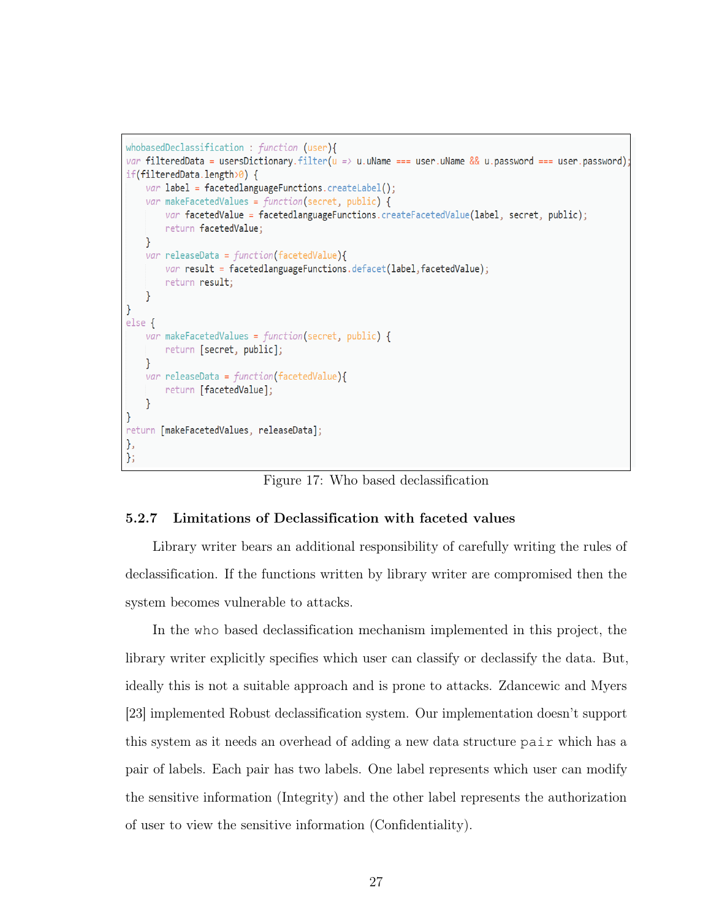```
whobasedDeclassification : function (user){
var filteredData = usersDictionary.filter(u => u.uName === user.uName && u.password === user.password);
if(filteredData.length>0) {
    var label = facetedlanguageFunctions.createLabel();
    var makeFacetedValues = function(secret, public) {
        var facetedValue = facetedlanguageFunctions.createFacetedValue(label, secret, public);
        return facetedValue;
    }
    var releaseData = function(facetedValue){
        var result = facetedlanguageFunctions.defacet(label,facetedValue);
        return result;
    }
}
else {
    var makeFacetedValues = function(secret, public) {
        return [secret, public];
    }
    var releaseData = function(facetedValue){
        return [facetedValue];
    }
}
return [makeFacetedValues, releaseData];
},
};
```

Figure 17: Who based declassification

### 5.2.7 Limitations of Declassification with faceted values

Library writer bears an additional responsibility of carefully writing the rules of declassification. If the functions written by library writer are compromised then the system becomes vulnerable to attacks.

In the `who` based declassification mechanism implemented in this project, the library writer explicitly specifies which user can classify or declassify the data. But, ideally this is not a suitable approach and is prone to attacks. Zdancewic and Myers [23] implemented Robust declassification system. Our implementation doesn't support this system as it needs an overhead of adding a new data structure `pair` which has a pair of labels. Each pair has two labels. One label represents which user can modify the sensitive information (Integrity) and the other label represents the authorization of user to view the sensitive information (Confidentiality).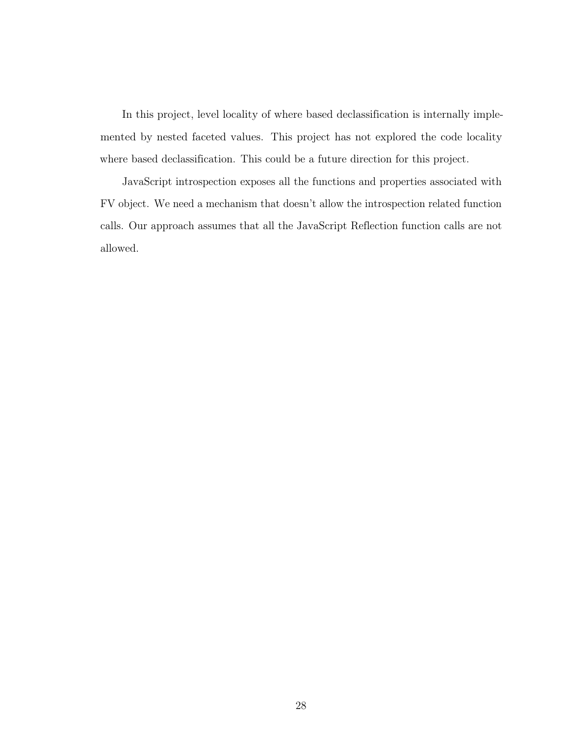In this project, level locality of where based declassification is internally implemented by nested faceted values. This project has not explored the code locality where based declassification. This could be a future direction for this project.

JavaScript introspection exposes all the functions and properties associated with FV object. We need a mechanism that doesn't allow the introspection related function calls. Our approach assumes that all the JavaScript Reflection function calls are not allowed.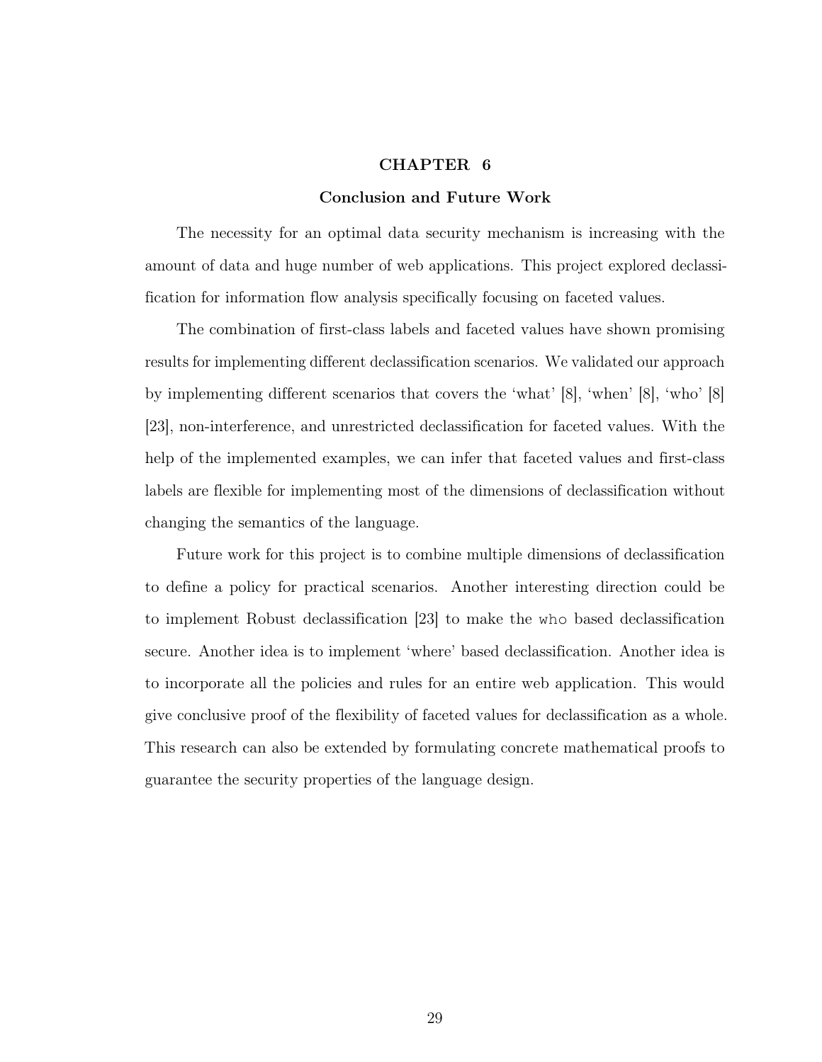# CHAPTER 6

## Conclusion and Future Work

The necessity for an optimal data security mechanism is increasing with the amount of data and huge number of web applications. This project explored declassification for information flow analysis specifically focusing on faceted values.

The combination of first-class labels and faceted values have shown promising results for implementing different declassification scenarios. We validated our approach by implementing different scenarios that covers the 'what' [8], 'when' [8], 'who' [8] [23], non-interference, and unrestricted declassification for faceted values. With the help of the implemented examples, we can infer that faceted values and first-class labels are flexible for implementing most of the dimensions of declassification without changing the semantics of the language.

Future work for this project is to combine multiple dimensions of declassification to define a policy for practical scenarios. Another interesting direction could be to implement Robust declassification [23] to make the `who` based declassification secure. Another idea is to implement 'where' based declassification. Another idea is to incorporate all the policies and rules for an entire web application. This would give conclusive proof of the flexibility of faceted values for declassification as a whole. This research can also be extended by formulating concrete mathematical proofs to guarantee the security properties of the language design.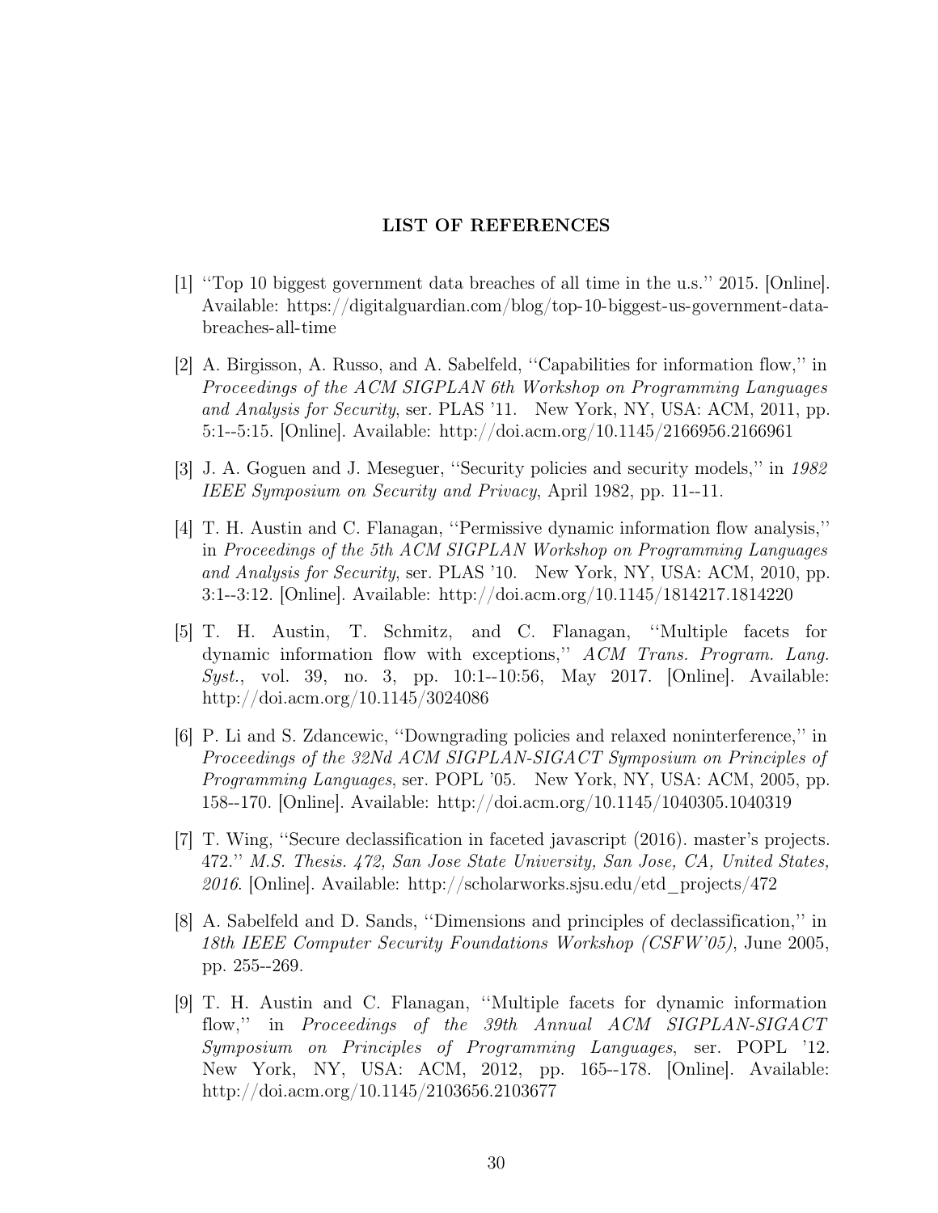## LIST OF REFERENCES

[1] ''Top 10 biggest government data breaches of all time in the u.s.'' 2015. [Online]. Available: https://digitalguardian.com/blog/top-10-biggest-us-government-data-breaches-all-time

[2] A. Birgisson, A. Russo, and A. Sabelfeld, ''Capabilities for information flow,'' in *Proceedings of the ACM SIGPLAN 6th Workshop on Programming Languages and Analysis for Security*, ser. PLAS '11. New York, NY, USA: ACM, 2011, pp. 5:1--5:15. [Online]. Available: http://doi.acm.org/10.1145/2166956.2166961

[3] J. A. Goguen and J. Meseguer, ''Security policies and security models,'' in *1982 IEEE Symposium on Security and Privacy*, April 1982, pp. 11--11.

[4] T. H. Austin and C. Flanagan, ''Permissive dynamic information flow analysis,'' in *Proceedings of the 5th ACM SIGPLAN Workshop on Programming Languages and Analysis for Security*, ser. PLAS '10. New York, NY, USA: ACM, 2010, pp. 3:1--3:12. [Online]. Available: http://doi.acm.org/10.1145/1814217.1814220

[5] T. H. Austin, T. Schmitz, and C. Flanagan, ''Multiple facets for dynamic information flow with exceptions,'' *ACM Trans. Program. Lang. Syst.*, vol. 39, no. 3, pp. 10:1--10:56, May 2017. [Online]. Available: http://doi.acm.org/10.1145/3024086

[6] P. Li and S. Zdancewic, ''Downgrading policies and relaxed noninterference,'' in *Proceedings of the 32Nd ACM SIGPLAN-SIGACT Symposium on Principles of Programming Languages*, ser. POPL '05. New York, NY, USA: ACM, 2005, pp. 158--170. [Online]. Available: http://doi.acm.org/10.1145/1040305.1040319

[7] T. Wing, ''Secure declassification in faceted javascript (2016). master's projects. 472.'' *M.S. Thesis. 472, San Jose State University, San Jose, CA, United States, 2016*. [Online]. Available: http://scholarworks.sjsu.edu/etd_projects/472

[8] A. Sabelfeld and D. Sands, ''Dimensions and principles of declassification,'' in *18th IEEE Computer Security Foundations Workshop (CSFW'05)*, June 2005, pp. 255--269.

[9] T. H. Austin and C. Flanagan, ''Multiple facets for dynamic information flow,'' in *Proceedings of the 39th Annual ACM SIGPLAN-SIGACT Symposium on Principles of Programming Languages*, ser. POPL '12. New York, NY, USA: ACM, 2012, pp. 165--178. [Online]. Available: http://doi.acm.org/10.1145/2103656.2103677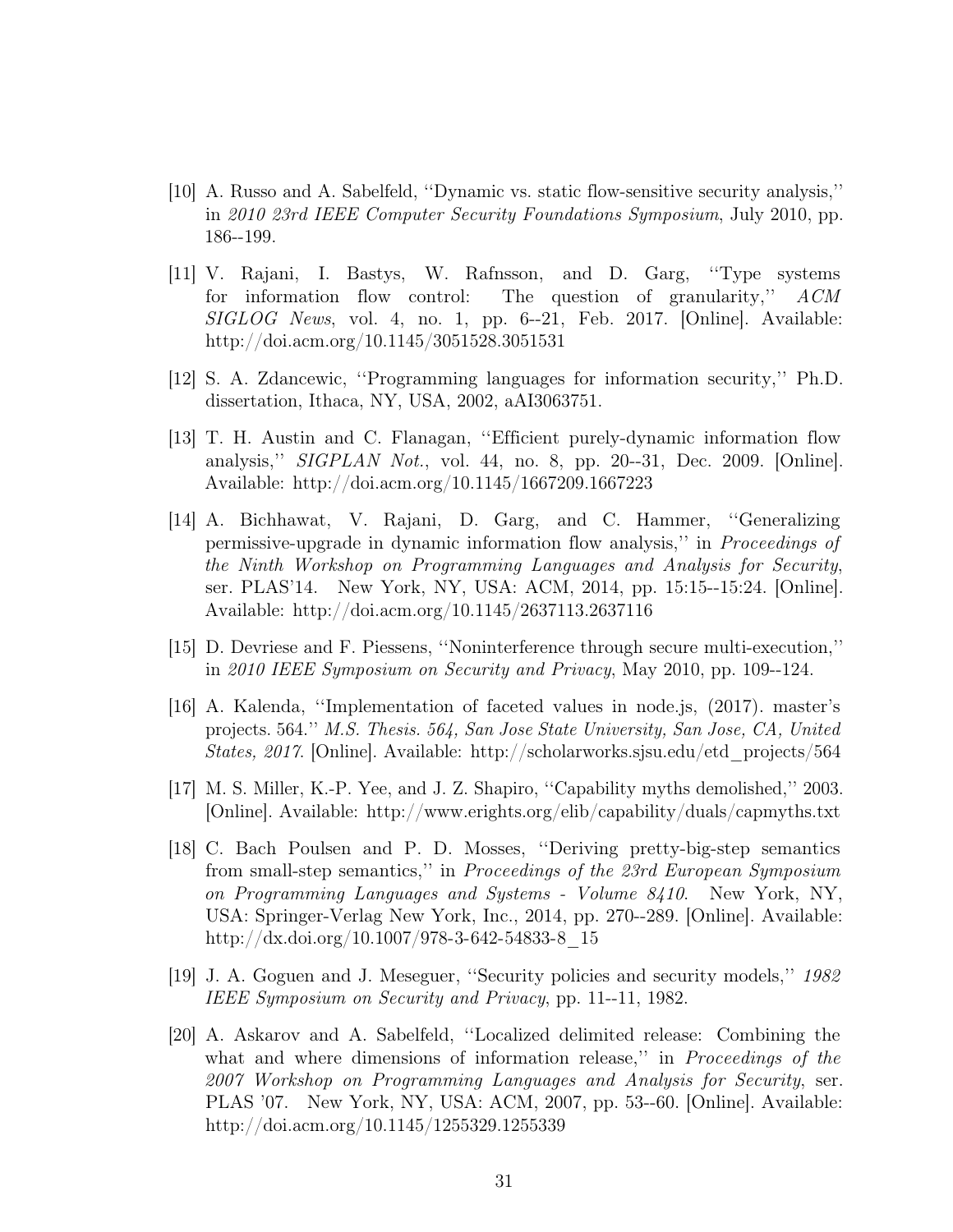[10] A. Russo and A. Sabelfeld, ''Dynamic vs. static flow-sensitive security analysis,'' in *2010 23rd IEEE Computer Security Foundations Symposium*, July 2010, pp. 186--199.

[11] V. Rajani, I. Bastys, W. Rafnsson, and D. Garg, ''Type systems for information flow control: The question of granularity,'' *ACM SIGLOG News*, vol. 4, no. 1, pp. 6--21, Feb. 2017. [Online]. Available: http://doi.acm.org/10.1145/3051528.3051531

[12] S. A. Zdancewic, ''Programming languages for information security,'' Ph.D. dissertation, Ithaca, NY, USA, 2002, aAI3063751.

[13] T. H. Austin and C. Flanagan, ''Efficient purely-dynamic information flow analysis,'' *SIGPLAN Not.*, vol. 44, no. 8, pp. 20--31, Dec. 2009. [Online]. Available: http://doi.acm.org/10.1145/1667209.1667223

[14] A. Bichhawat, V. Rajani, D. Garg, and C. Hammer, ''Generalizing permissive-upgrade in dynamic information flow analysis,'' in *Proceedings of the Ninth Workshop on Programming Languages and Analysis for Security*, ser. PLAS'14. New York, NY, USA: ACM, 2014, pp. 15:15--15:24. [Online]. Available: http://doi.acm.org/10.1145/2637113.2637116

[15] D. Devriese and F. Piessens, ''Noninterference through secure multi-execution,'' in *2010 IEEE Symposium on Security and Privacy*, May 2010, pp. 109--124.

[16] A. Kalenda, ''Implementation of faceted values in node.js, (2017). master's projects. 564.'' *M.S. Thesis. 564, San Jose State University, San Jose, CA, United States, 2017*. [Online]. Available: http://scholarworks.sjsu.edu/etd_projects/564

[17] M. S. Miller, K.-P. Yee, and J. Z. Shapiro, ''Capability myths demolished,'' 2003. [Online]. Available: http://www.erights.org/elib/capability/duals/capmyths.txt

[18] C. Bach Poulsen and P. D. Mosses, ''Deriving pretty-big-step semantics from small-step semantics,'' in *Proceedings of the 23rd European Symposium on Programming Languages and Systems - Volume 8410*. New York, NY, USA: Springer-Verlag New York, Inc., 2014, pp. 270--289. [Online]. Available: http://dx.doi.org/10.1007/978-3-642-54833-8_15

[19] J. A. Goguen and J. Meseguer, ''Security policies and security models,'' *1982 IEEE Symposium on Security and Privacy*, pp. 11--11, 1982.

[20] A. Askarov and A. Sabelfeld, ''Localized delimited release: Combining the what and where dimensions of information release,'' in *Proceedings of the 2007 Workshop on Programming Languages and Analysis for Security*, ser. PLAS '07. New York, NY, USA: ACM, 2007, pp. 53--60. [Online]. Available: http://doi.acm.org/10.1145/1255329.1255339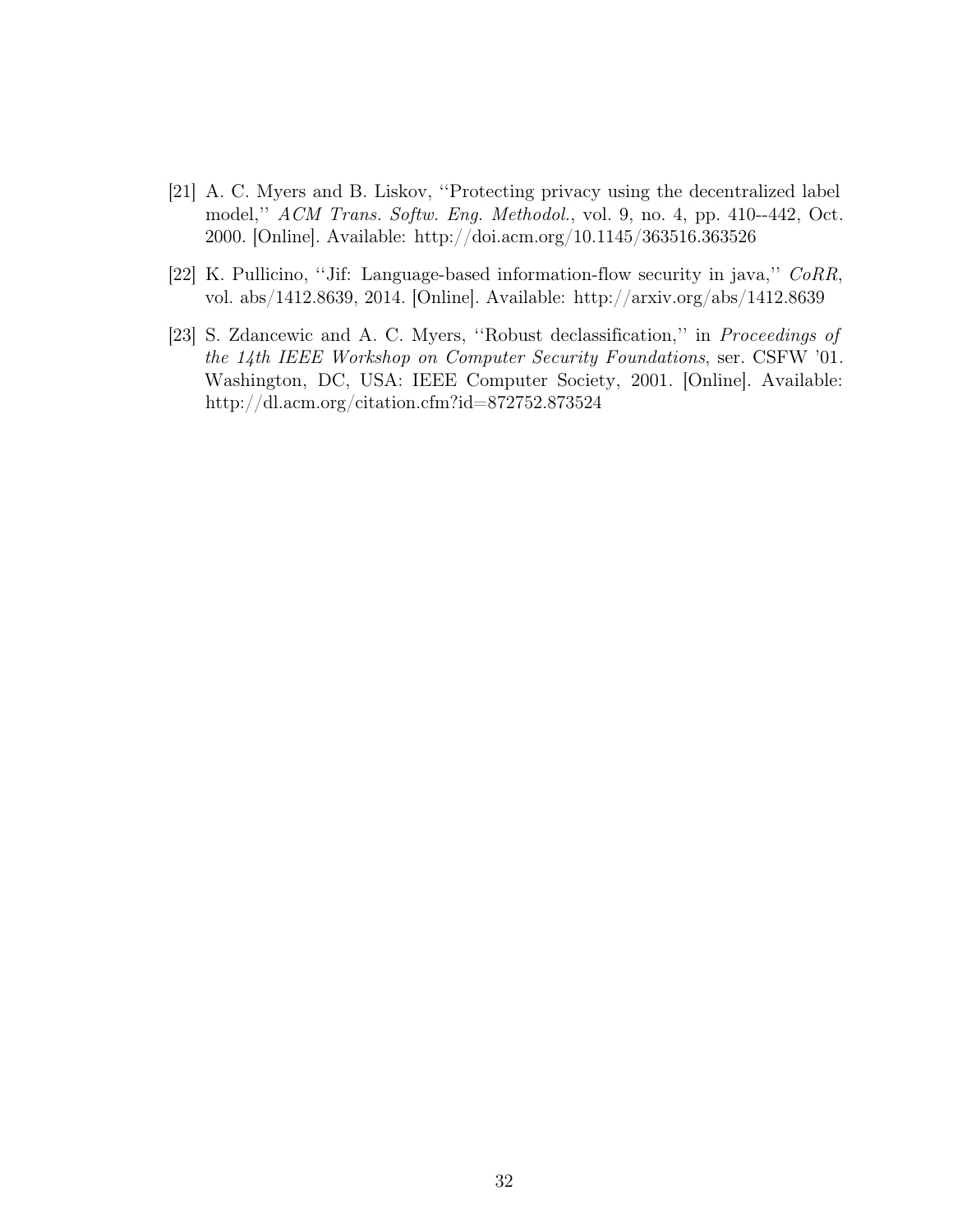[21] A. C. Myers and B. Liskov, ''Protecting privacy using the decentralized label model,'' *ACM Trans. Softw. Eng. Methodol.*, vol. 9, no. 4, pp. 410--442, Oct. 2000. [Online]. Available: http://doi.acm.org/10.1145/363516.363526

[22] K. Pullicino, ''Jif: Language-based information-flow security in java,'' *CoRR*, vol. abs/1412.8639, 2014. [Online]. Available: http://arxiv.org/abs/1412.8639

[23] S. Zdancewic and A. C. Myers, ''Robust declassification,'' in *Proceedings of the 14th IEEE Workshop on Computer Security Foundations*, ser. CSFW '01. Washington, DC, USA: IEEE Computer Society, 2001. [Online]. Available: http://dl.acm.org/citation.cfm?id=872752.873524